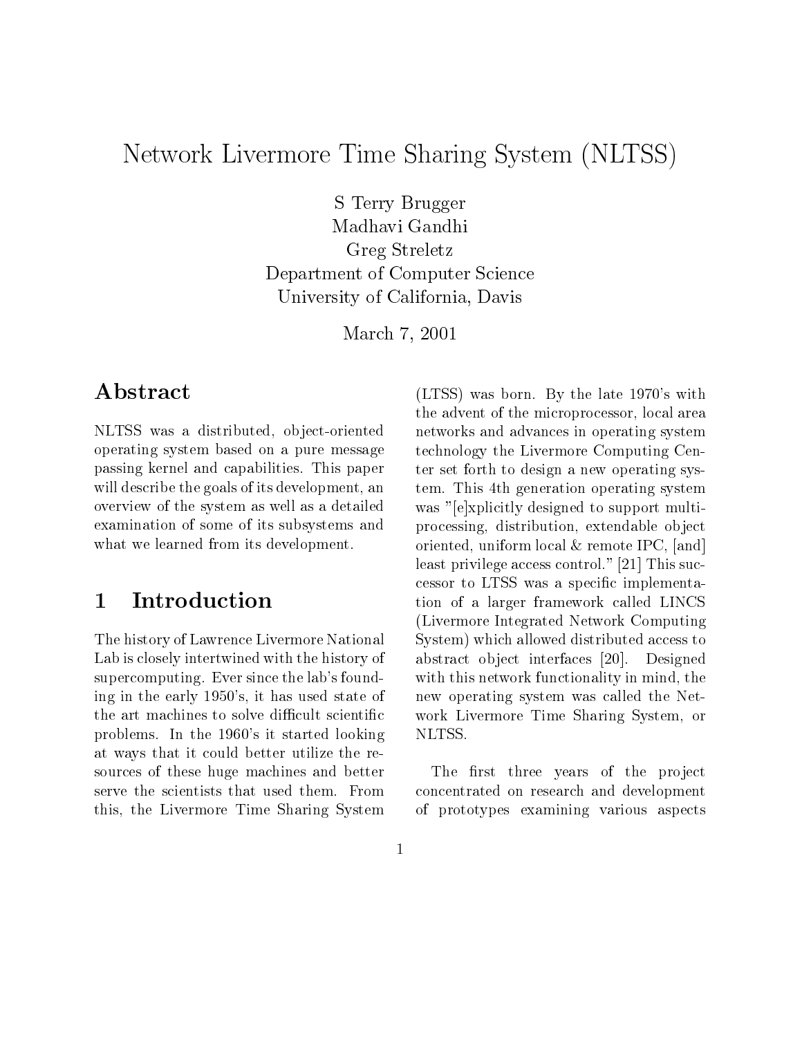# Network Livermore Time Sharing System (NLTSS)

S Terry Brugger
Madhavi Gandhi
Greg Streletz
Department of Computer Science
University of California, Davis

March 7, 2001

## Abstract

NLTSS was a distributed, object-oriented operating system based on a pure message passing kernel and capabilities. This paper will describe the goals of its development, an overview of the system as well as a detailed examination of some of its subsystems and what we learned from its development.

## 1 Introduction

The history of Lawrence Livermore National Lab is closely intertwined with the history of supercomputing. Ever since the lab's founding in the early 1950's, it has used state of the art machines to solve difficult scientific problems. In the 1960's it started looking at ways that it could better utilize the resources of these huge machines and better serve the scientists that used them. From this, the Livermore Time Sharing System (LTSS) was born. By the late 1970's with the advent of the microprocessor, local area networks and advances in operating system technology the Livermore Computing Center set forth to design a new operating system. This 4th generation operating system was "[e]xplicitly designed to support multiprocessing, distribution, extendable object oriented, uniform local & remote IPC, [and] least privilege access control." [21] This successor to LTSS was a specific implementation of a larger framework called LINCS (Livermore Integrated Network Computing System) which allowed distributed access to abstract object interfaces [20]. Designed with this network functionality in mind, the new operating system was called the Network Livermore Time Sharing System, or NLTSS.

The first three years of the project concentrated on research and development of prototypes examining various aspects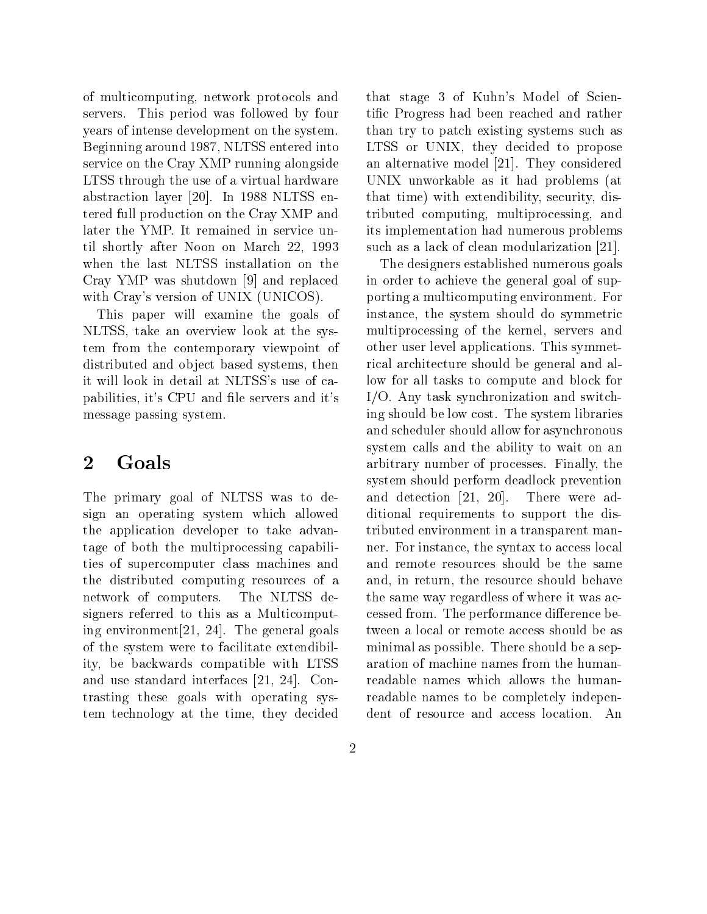of multicomputing, network protocols and servers. This period was followed by four years of intense development on the system. Beginning around 1987, NLTSS entered into service on the Cray XMP running alongside LTSS through the use of a virtual hardware abstraction layer [20]. In 1988 NLTSS entered full production on the Cray XMP and later the YMP. It remained in service until shortly after Noon on March 22, 1993 when the last NLTSS installation on the Cray YMP was shutdown [9] and replaced with Cray's version of UNIX (UNICOS).

This paper will examine the goals of NLTSS, take an overview look at the system from the contemporary viewpoint of distributed and object based systems, then it will look in detail at NLTSS's use of capabilities, it's CPU and file servers and it's message passing system.

## 2 Goals

The primary goal of NLTSS was to design an operating system which allowed the application developer to take advantage of both the multiprocessing capabilities of supercomputer class machines and the distributed computing resources of a network of computers. The NLTSS designers referred to this as a Multicomputing environment[21, 24]. The general goals of the system were to facilitate extendibility, be backwards compatible with LTSS and use standard interfaces [21, 24]. Contrasting these goals with operating system technology at the time, they decided that stage 3 of Kuhn's Model of Scientific Progress had been reached and rather than try to patch existing systems such as LTSS or UNIX, they decided to propose an alternative model [21]. They considered UNIX unworkable as it had problems (at that time) with extendibility, security, distributed computing, multiprocessing, and its implementation had numerous problems such as a lack of clean modularization [21].

The designers established numerous goals in order to achieve the general goal of supporting a multicomputing environment. For instance, the system should do symmetric multiprocessing of the kernel, servers and other user level applications. This symmetrical architecture should be general and allow for all tasks to compute and block for I/O. Any task synchronization and switching should be low cost. The system libraries and scheduler should allow for asynchronous system calls and the ability to wait on an arbitrary number of processes. Finally, the system should perform deadlock prevention and detection [21, 20]. There were additional requirements to support the distributed environment in a transparent manner. For instance, the syntax to access local and remote resources should be the same and, in return, the resource should behave the same way regardless of where it was accessed from. The performance difference between a local or remote access should be as minimal as possible. There should be a separation of machine names from the human-readable names which allows the human-readable names to be completely independent of resource and access location. An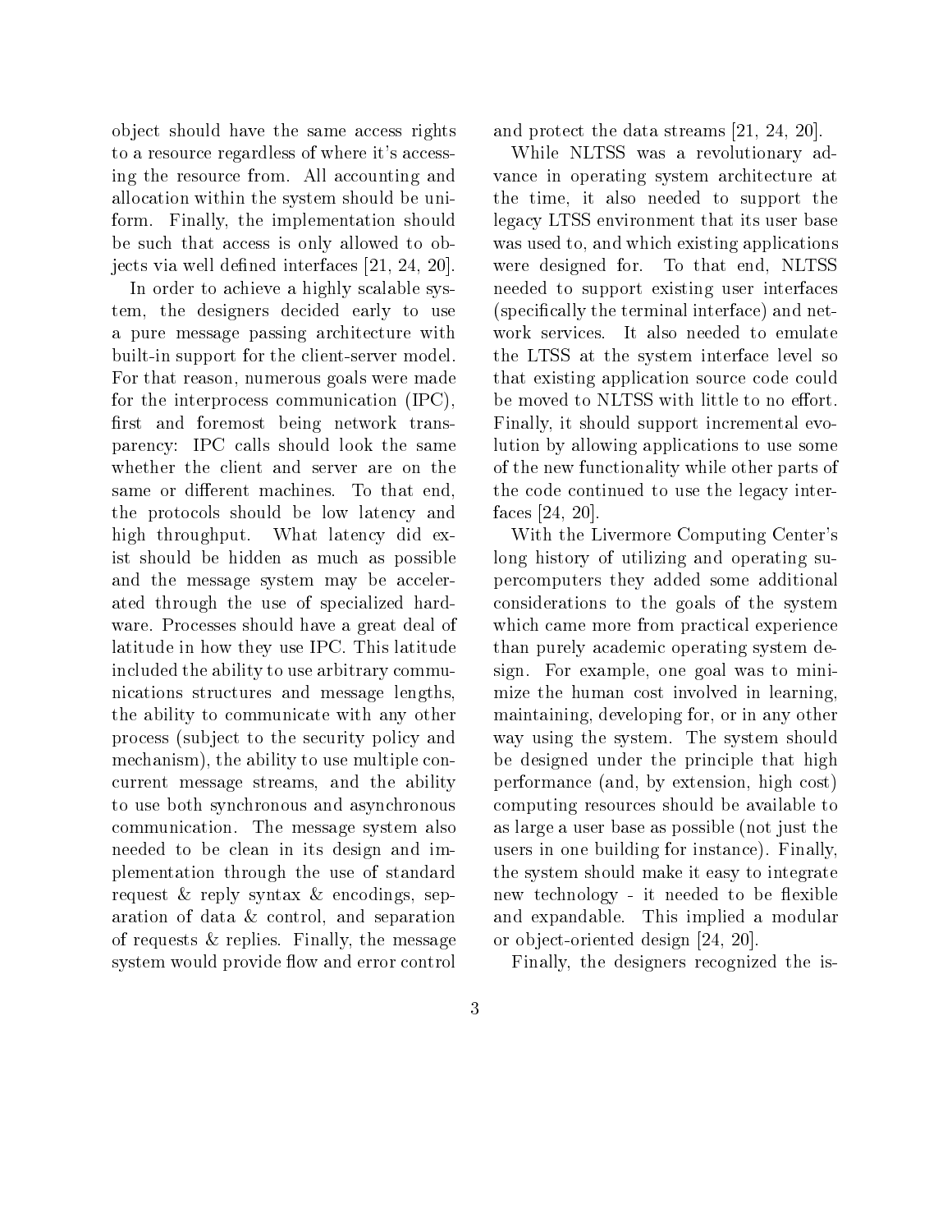object should have the same access rights to a resource regardless of where it's accessing the resource from. All accounting and allocation within the system should be uniform. Finally, the implementation should be such that access is only allowed to objects via well defined interfaces [21, 24, 20].

In order to achieve a highly scalable system, the designers decided early to use a pure message passing architecture with built-in support for the client-server model. For that reason, numerous goals were made for the interprocess communication (IPC), first and foremost being network transparency: IPC calls should look the same whether the client and server are on the same or different machines. To that end, the protocols should be low latency and high throughput. What latency did exist should be hidden as much as possible and the message system may be accelerated through the use of specialized hardware. Processes should have a great deal of latitude in how they use IPC. This latitude included the ability to use arbitrary communications structures and message lengths, the ability to communicate with any other process (subject to the security policy and mechanism), the ability to use multiple concurrent message streams, and the ability to use both synchronous and asynchronous communication. The message system also needed to be clean in its design and implementation through the use of standard request & reply syntax & encodings, separation of data & control, and separation of requests & replies. Finally, the message system would provide flow and error control and protect the data streams [21, 24, 20].

While NLTSS was a revolutionary advance in operating system architecture at the time, it also needed to support the legacy LTSS environment that its user base was used to, and which existing applications were designed for. To that end, NLTSS needed to support existing user interfaces (specifically the terminal interface) and network services. It also needed to emulate the LTSS at the system interface level so that existing application source code could be moved to NLTSS with little to no effort. Finally, it should support incremental evolution by allowing applications to use some of the new functionality while other parts of the code continued to use the legacy interfaces [24, 20].

With the Livermore Computing Center's long history of utilizing and operating supercomputers they added some additional considerations to the goals of the system which came more from practical experience than purely academic operating system design. For example, one goal was to minimize the human cost involved in learning, maintaining, developing for, or in any other way using the system. The system should be designed under the principle that high performance (and, by extension, high cost) computing resources should be available to as large a user base as possible (not just the users in one building for instance). Finally, the system should make it easy to integrate new technology - it needed to be flexible and expandable. This implied a modular or object-oriented design [24, 20].

Finally, the designers recognized the is-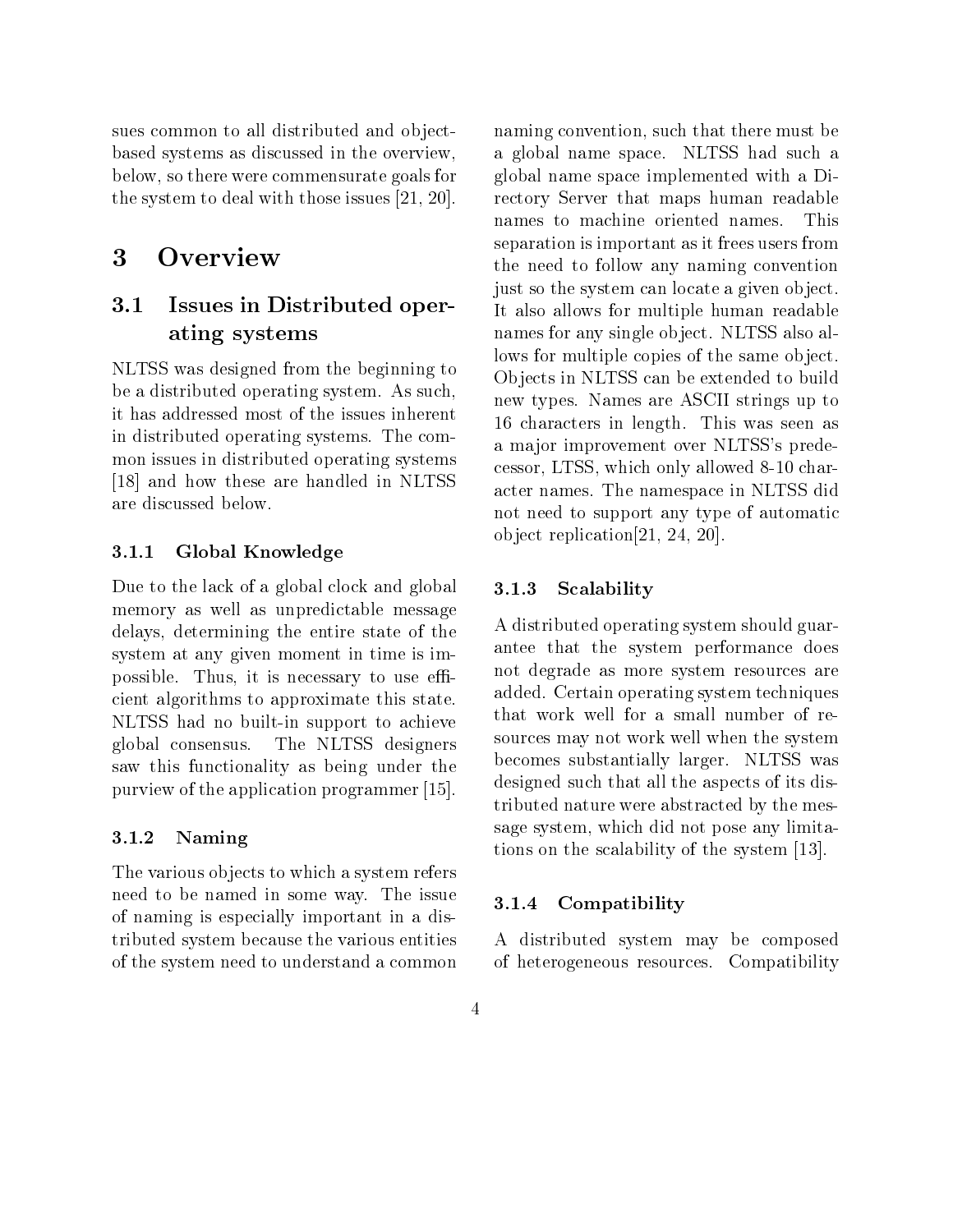sues common to all distributed and object-based systems as discussed in the overview, below, so there were commensurate goals for the system to deal with those issues [21, 20].

# 3 Overview

## 3.1 Issues in Distributed operating systems

NLTSS was designed from the beginning to be a distributed operating system. As such, it has addressed most of the issues inherent in distributed operating systems. The common issues in distributed operating systems [18] and how these are handled in NLTSS are discussed below.

### 3.1.1 Global Knowledge

Due to the lack of a global clock and global memory as well as unpredictable message delays, determining the entire state of the system at any given moment in time is impossible. Thus, it is necessary to use efficient algorithms to approximate this state. NLTSS had no built-in support to achieve global consensus. The NLTSS designers saw this functionality as being under the purview of the application programmer [15].

### 3.1.2 Naming

The various objects to which a system refers need to be named in some way. The issue of naming is especially important in a distributed system because the various entities of the system need to understand a common naming convention, such that there must be a global name space. NLTSS had such a global name space implemented with a Directory Server that maps human readable names to machine oriented names. This separation is important as it frees users from the need to follow any naming convention just so the system can locate a given object. It also allows for multiple human readable names for any single object. NLTSS also allows for multiple copies of the same object. Objects in NLTSS can be extended to build new types. Names are ASCII strings up to 16 characters in length. This was seen as a major improvement over NLTSS's predecessor, LTSS, which only allowed 8-10 character names. The namespace in NLTSS did not need to support any type of automatic object replication[21, 24, 20].

### 3.1.3 Scalability

A distributed operating system should guarantee that the system performance does not degrade as more system resources are added. Certain operating system techniques that work well for a small number of resources may not work well when the system becomes substantially larger. NLTSS was designed such that all the aspects of its distributed nature were abstracted by the message system, which did not pose any limitations on the scalability of the system [13].

### 3.1.4 Compatibility

A distributed system may be composed of heterogeneous resources. Compatibility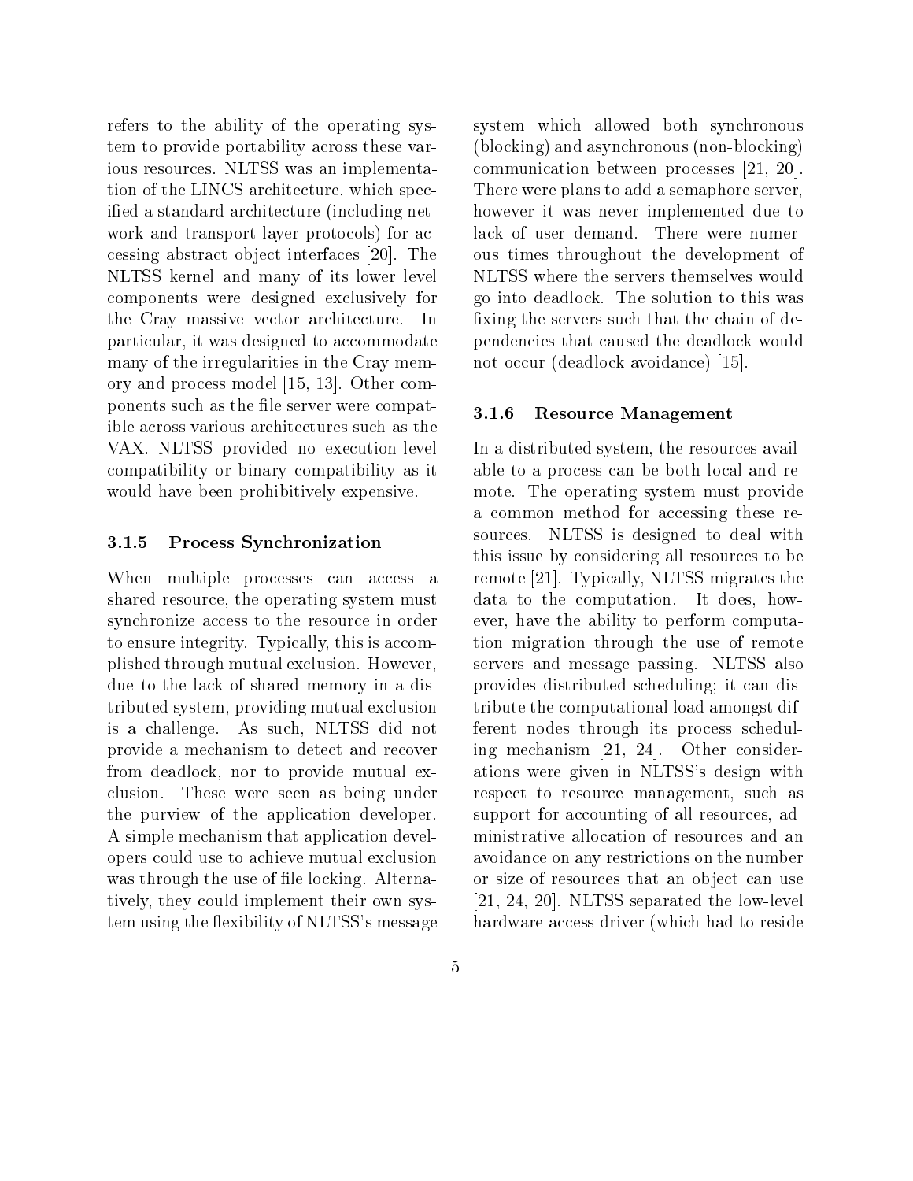refers to the ability of the operating system to provide portability across these various resources. NLTSS was an implementation of the LINCS architecture, which specified a standard architecture (including network and transport layer protocols) for accessing abstract object interfaces [20]. The NLTSS kernel and many of its lower level components were designed exclusively for the Cray massive vector architecture. In particular, it was designed to accommodate many of the irregularities in the Cray memory and process model [15, 13]. Other components such as the file server were compatible across various architectures such as the VAX. NLTSS provided no execution-level compatibility or binary compatibility as it would have been prohibitively expensive.

### 3.1.5 Process Synchronization

When multiple processes can access a shared resource, the operating system must synchronize access to the resource in order to ensure integrity. Typically, this is accomplished through mutual exclusion. However, due to the lack of shared memory in a distributed system, providing mutual exclusion is a challenge. As such, NLTSS did not provide a mechanism to detect and recover from deadlock, nor to provide mutual exclusion. These were seen as being under the purview of the application developer. A simple mechanism that application developers could use to achieve mutual exclusion was through the use of file locking. Alternatively, they could implement their own system using the flexibility of NLTSS's message system which allowed both synchronous (blocking) and asynchronous (non-blocking) communication between processes [21, 20]. There were plans to add a semaphore server, however it was never implemented due to lack of user demand. There were numerous times throughout the development of NLTSS where the servers themselves would go into deadlock. The solution to this was fixing the servers such that the chain of dependencies that caused the deadlock would not occur (deadlock avoidance) [15].

### 3.1.6 Resource Management

In a distributed system, the resources available to a process can be both local and remote. The operating system must provide a common method for accessing these resources. NLTSS is designed to deal with this issue by considering all resources to be remote [21]. Typically, NLTSS migrates the data to the computation. It does, however, have the ability to perform computation migration through the use of remote servers and message passing. NLTSS also provides distributed scheduling; it can distribute the computational load amongst different nodes through its process scheduling mechanism [21, 24]. Other considerations were given in NLTSS's design with respect to resource management, such as support for accounting of all resources, administrative allocation of resources and an avoidance on any restrictions on the number or size of resources that an object can use [21, 24, 20]. NLTSS separated the low-level hardware access driver (which had to reside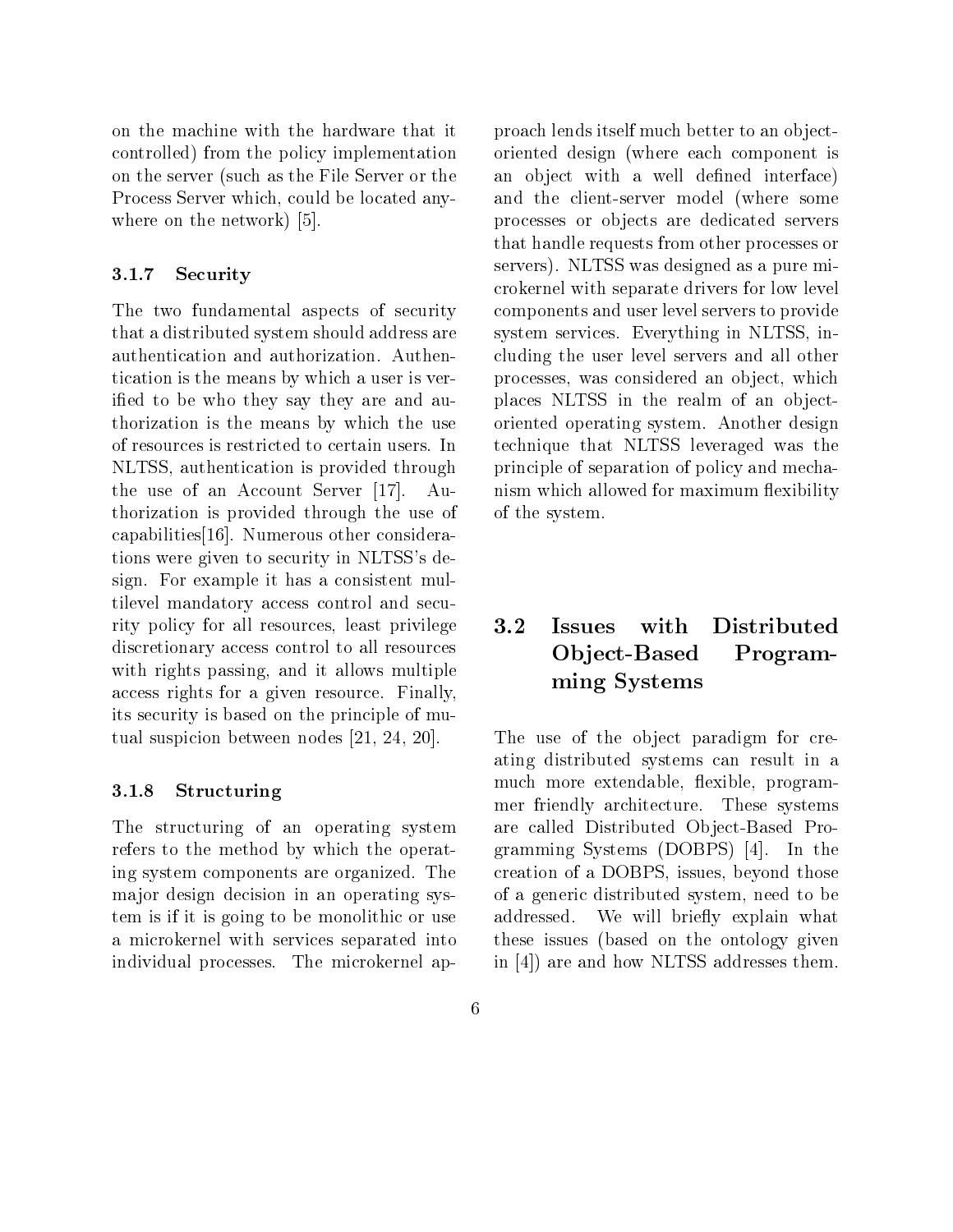on the machine with the hardware that it controlled) from the policy implementation on the server (such as the File Server or the Process Server which, could be located anywhere on the network) [5].

#### 3.1.7 Security

The two fundamental aspects of security that a distributed system should address are authentication and authorization. Authentication is the means by which a user is verified to be who they say they are and authorization is the means by which the use of resources is restricted to certain users. In NLTSS, authentication is provided through the use of an Account Server [17]. Authorization is provided through the use of capabilities[16]. Numerous other considerations were given to security in NLTSS's design. For example it has a consistent multilevel mandatory access control and security policy for all resources, least privilege discretionary access control to all resources with rights passing, and it allows multiple access rights for a given resource. Finally, its security is based on the principle of mutual suspicion between nodes [21, 24, 20].

#### 3.1.8 Structuring

The structuring of an operating system refers to the method by which the operating system components are organized. The major design decision in an operating system is if it is going to be monolithic or use a microkernel with services separated into individual processes. The microkernel approach lends itself much better to an object-oriented design (where each component is an object with a well defined interface) and the client-server model (where some processes or objects are dedicated servers that handle requests from other processes or servers). NLTSS was designed as a pure microkernel with separate drivers for low level components and user level servers to provide system services. Everything in NLTSS, including the user level servers and all other processes, was considered an object, which places NLTSS in the realm of an object-oriented operating system. Another design technique that NLTSS leveraged was the principle of separation of policy and mechanism which allowed for maximum flexibility of the system.

### 3.2 Issues with Distributed Object-Based Programming Systems

The use of the object paradigm for creating distributed systems can result in a much more extendable, flexible, programmer friendly architecture. These systems are called Distributed Object-Based Programming Systems (DOBPS) [4]. In the creation of a DOBPS, issues, beyond those of a generic distributed system, need to be addressed. We will briefly explain what these issues (based on the ontology given in [4]) are and how NLTSS addresses them.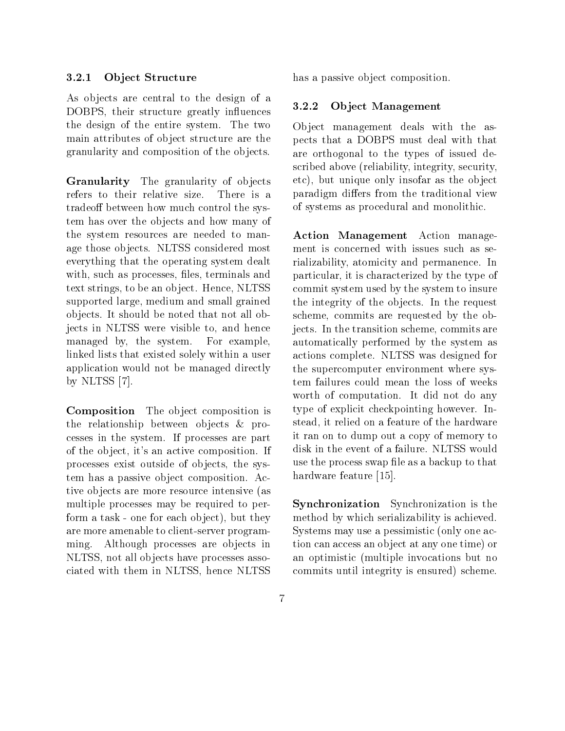### 3.2.1 Object Structure

As objects are central to the design of a DOBPS, their structure greatly influences the design of the entire system. The two main attributes of object structure are the granularity and composition of the objects.

**Granularity** The granularity of objects refers to their relative size. There is a tradeoff between how much control the system has over the objects and how many of the system resources are needed to manage those objects. NLTSS considered most everything that the operating system dealt with, such as processes, files, terminals and text strings, to be an object. Hence, NLTSS supported large, medium and small grained objects. It should be noted that not all objects in NLTSS were visible to, and hence managed by, the system. For example, linked lists that existed solely within a user application would not be managed directly by NLTSS [7].

**Composition** The object composition is the relationship between objects & processes in the system. If processes are part of the object, it's an active composition. If processes exist outside of objects, the system has a passive object composition. Active objects are more resource intensive (as multiple processes may be required to perform a task - one for each object), but they are more amenable to client-server programming. Although processes are objects in NLTSS, not all objects have processes associated with them in NLTSS, hence NLTSS has a passive object composition.

### 3.2.2 Object Management

Object management deals with the aspects that a DOBPS must deal with that are orthogonal to the types of issued described above (reliability, integrity, security, etc), but unique only insofar as the object paradigm differs from the traditional view of systems as procedural and monolithic.

**Action Management** Action management is concerned with issues such as serializability, atomicity and permanence. In particular, it is characterized by the type of commit system used by the system to insure the integrity of the objects. In the request scheme, commits are requested by the objects. In the transition scheme, commits are automatically performed by the system as actions complete. NLTSS was designed for the supercomputer environment where system failures could mean the loss of weeks worth of computation. It did not do any type of explicit checkpointing however. Instead, it relied on a feature of the hardware it ran on to dump out a copy of memory to disk in the event of a failure. NLTSS would use the process swap file as a backup to that hardware feature [15].

**Synchronization** Synchronization is the method by which serializability is achieved. Systems may use a pessimistic (only one action can access an object at any one time) or an optimistic (multiple invocations but no commits until integrity is ensured) scheme.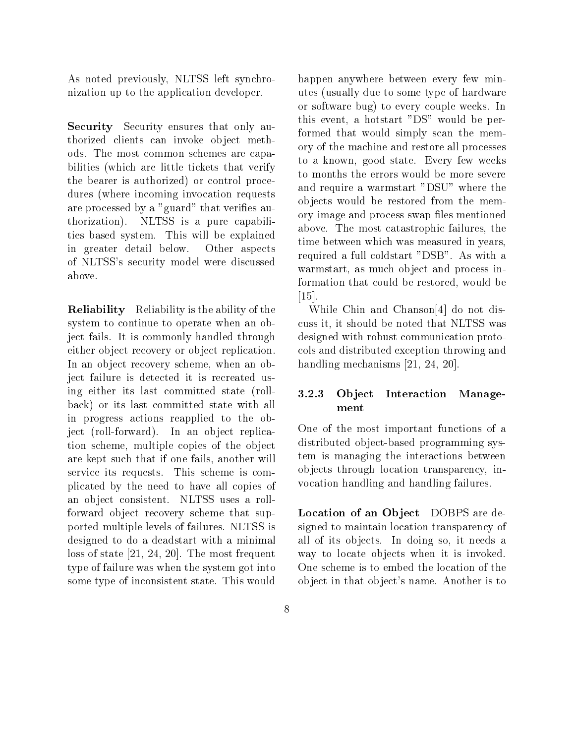As noted previously, NLTSS left synchronization up to the application developer.

**Security** Security ensures that only authorized clients can invoke object methods. The most common schemes are capabilities (which are little tickets that verify the bearer is authorized) or control procedures (where incoming invocation requests are processed by a "guard" that verifies authorization). NLTSS is a pure capabilities based system. This will be explained in greater detail below. Other aspects of NLTSS's security model were discussed above.

**Reliability** Reliability is the ability of the system to continue to operate when an object fails. It is commonly handled through either object recovery or object replication. In an object recovery scheme, when an object failure is detected it is recreated using either its last committed state (rollback) or its last committed state with all in progress actions reapplied to the object (roll-forward). In an object replication scheme, multiple copies of the object are kept such that if one fails, another will service its requests. This scheme is complicated by the need to have all copies of an object consistent. NLTSS uses a roll-forward object recovery scheme that supported multiple levels of failures. NLTSS is designed to do a deadstart with a minimal loss of state [21, 24, 20]. The most frequent type of failure was when the system got into some type of inconsistent state. This would happen anywhere between every few minutes (usually due to some type of hardware or software bug) to every couple weeks. In this event, a hotstart "DS" would be performed that would simply scan the memory of the machine and restore all processes to a known, good state. Every few weeks to months the errors would be more severe and require a warmstart "DSU" where the objects would be restored from the memory image and process swap files mentioned above. The most catastrophic failures, the time between which was measured in years, required a full coldstart "DSB". As with a warmstart, as much object and process information that could be restored, would be [15].

While Chin and Chanson[4] do not discuss it, it should be noted that NLTSS was designed with robust communication protocols and distributed exception throwing and handling mechanisms [21, 24, 20].

#### 3.2.3 Object Interaction Management

One of the most important functions of a distributed object-based programming system is managing the interactions between objects through location transparency, invocation handling and handling failures.

**Location of an Object** DOBPS are designed to maintain location transparency of all of its objects. In doing so, it needs a way to locate objects when it is invoked. One scheme is to embed the location of the object in that object's name. Another is to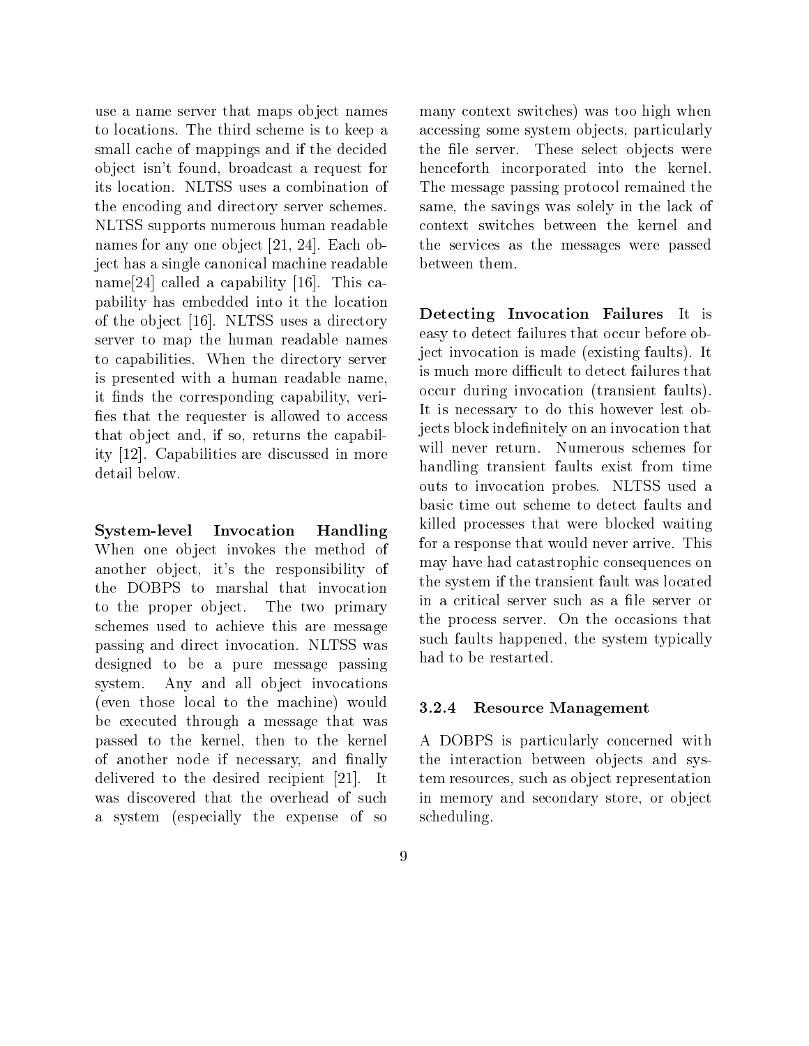use a name server that maps object names to locations. The third scheme is to keep a small cache of mappings and if the decided object isn't found, broadcast a request for its location. NLTSS uses a combination of the encoding and directory server schemes. NLTSS supports numerous human readable names for any one object [21, 24]. Each object has a single canonical machine readable name[24] called a capability [16]. This capability has embedded into it the location of the object [16]. NLTSS uses a directory server to map the human readable names to capabilities. When the directory server is presented with a human readable name, it finds the corresponding capability, verifies that the requester is allowed to access that object and, if so, returns the capability [12]. Capabilities are discussed in more detail below.

**System-level Invocation Handling** When one object invokes the method of another object, it's the responsibility of the DOBPS to marshal that invocation to the proper object. The two primary schemes used to achieve this are message passing and direct invocation. NLTSS was designed to be a pure message passing system. Any and all object invocations (even those local to the machine) would be executed through a message that was passed to the kernel, then to the kernel of another node if necessary, and finally delivered to the desired recipient [21]. It was discovered that the overhead of such a system (especially the expense of so many context switches) was too high when accessing some system objects, particularly the file server. These select objects were henceforth incorporated into the kernel. The message passing protocol remained the same, the savings was solely in the lack of context switches between the kernel and the services as the messages were passed between them.

**Detecting Invocation Failures** It is easy to detect failures that occur before object invocation is made (existing faults). It is much more difficult to detect failures that occur during invocation (transient faults). It is necessary to do this however lest objects block indefinitely on an invocation that will never return. Numerous schemes for handling transient faults exist from time outs to invocation probes. NLTSS used a basic time out scheme to detect faults and killed processes that were blocked waiting for a response that would never arrive. This may have had catastrophic consequences on the system if the transient fault was located in a critical server such as a file server or the process server. On the occasions that such faults happened, the system typically had to be restarted.

### 3.2.4 Resource Management

A DOBPS is particularly concerned with the interaction between objects and system resources, such as object representation in memory and secondary store, or object scheduling.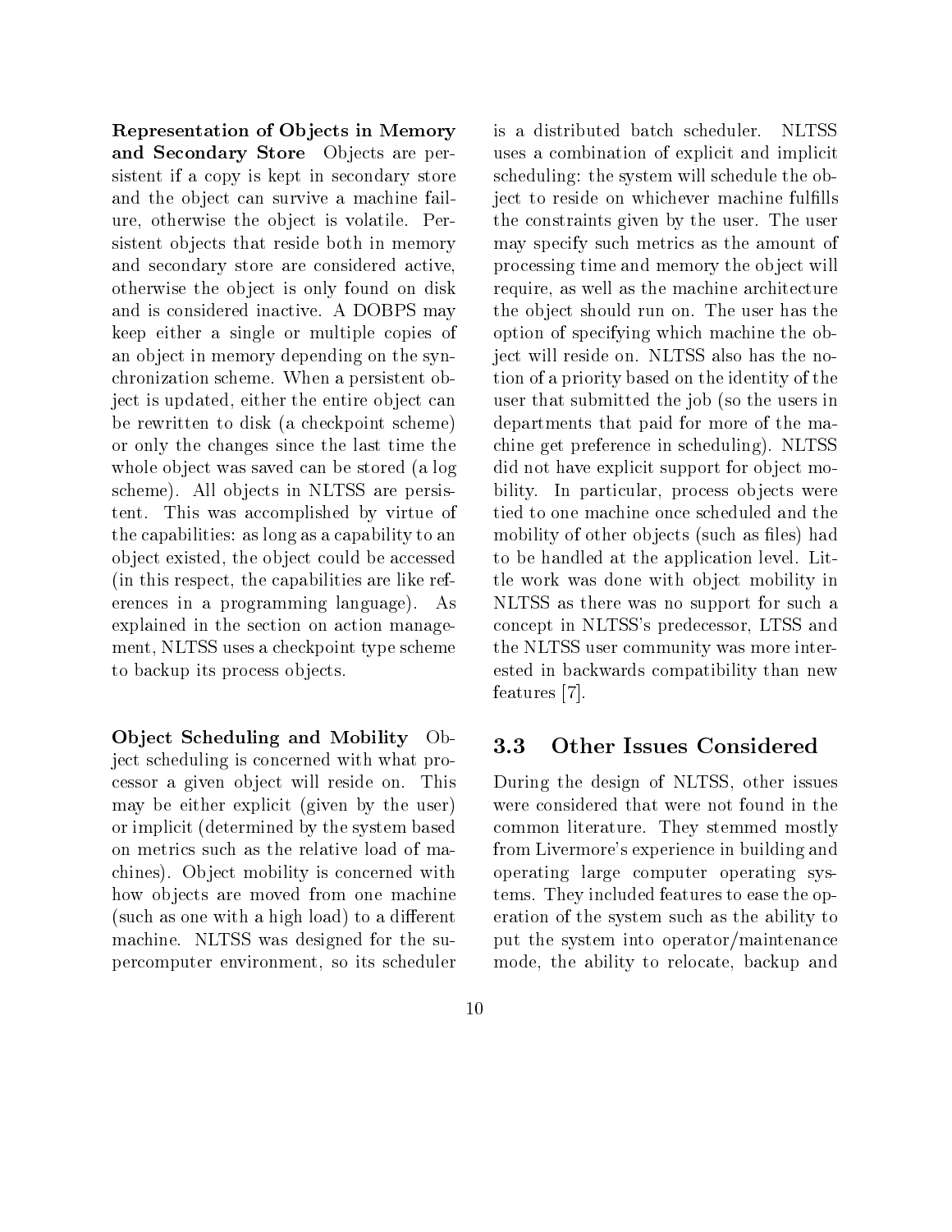**Representation of Objects in Memory and Secondary Store** Objects are persistent if a copy is kept in secondary store and the object can survive a machine failure, otherwise the object is volatile. Persistent objects that reside both in memory and secondary store are considered active, otherwise the object is only found on disk and is considered inactive. A DOBPS may keep either a single or multiple copies of an object in memory depending on the synchronization scheme. When a persistent object is updated, either the entire object can be rewritten to disk (a checkpoint scheme) or only the changes since the last time the whole object was saved can be stored (a log scheme). All objects in NLTSS are persistent. This was accomplished by virtue of the capabilities: as long as a capability to an object existed, the object could be accessed (in this respect, the capabilities are like references in a programming language). As explained in the section on action management, NLTSS uses a checkpoint type scheme to backup its process objects.

**Object Scheduling and Mobility** Object scheduling is concerned with what processor a given object will reside on. This may be either explicit (given by the user) or implicit (determined by the system based on metrics such as the relative load of machines). Object mobility is concerned with how objects are moved from one machine (such as one with a high load) to a different machine. NLTSS was designed for the supercomputer environment, so its scheduler is a distributed batch scheduler. NLTSS uses a combination of explicit and implicit scheduling: the system will schedule the object to reside on whichever machine fulfills the constraints given by the user. The user may specify such metrics as the amount of processing time and memory the object will require, as well as the machine architecture the object should run on. The user has the option of specifying which machine the object will reside on. NLTSS also has the notion of a priority based on the identity of the user that submitted the job (so the users in departments that paid for more of the machine get preference in scheduling). NLTSS did not have explicit support for object mobility. In particular, process objects were tied to one machine once scheduled and the mobility of other objects (such as files) had to be handled at the application level. Little work was done with object mobility in NLTSS as there was no support for such a concept in NLTSS's predecessor, LTSS and the NLTSS user community was more interested in backwards compatibility than new features [7].

## 3.3 Other Issues Considered

During the design of NLTSS, other issues were considered that were not found in the common literature. They stemmed mostly from Livermore's experience in building and operating large computer operating systems. They included features to ease the operation of the system such as the ability to put the system into operator/maintenance mode, the ability to relocate, backup and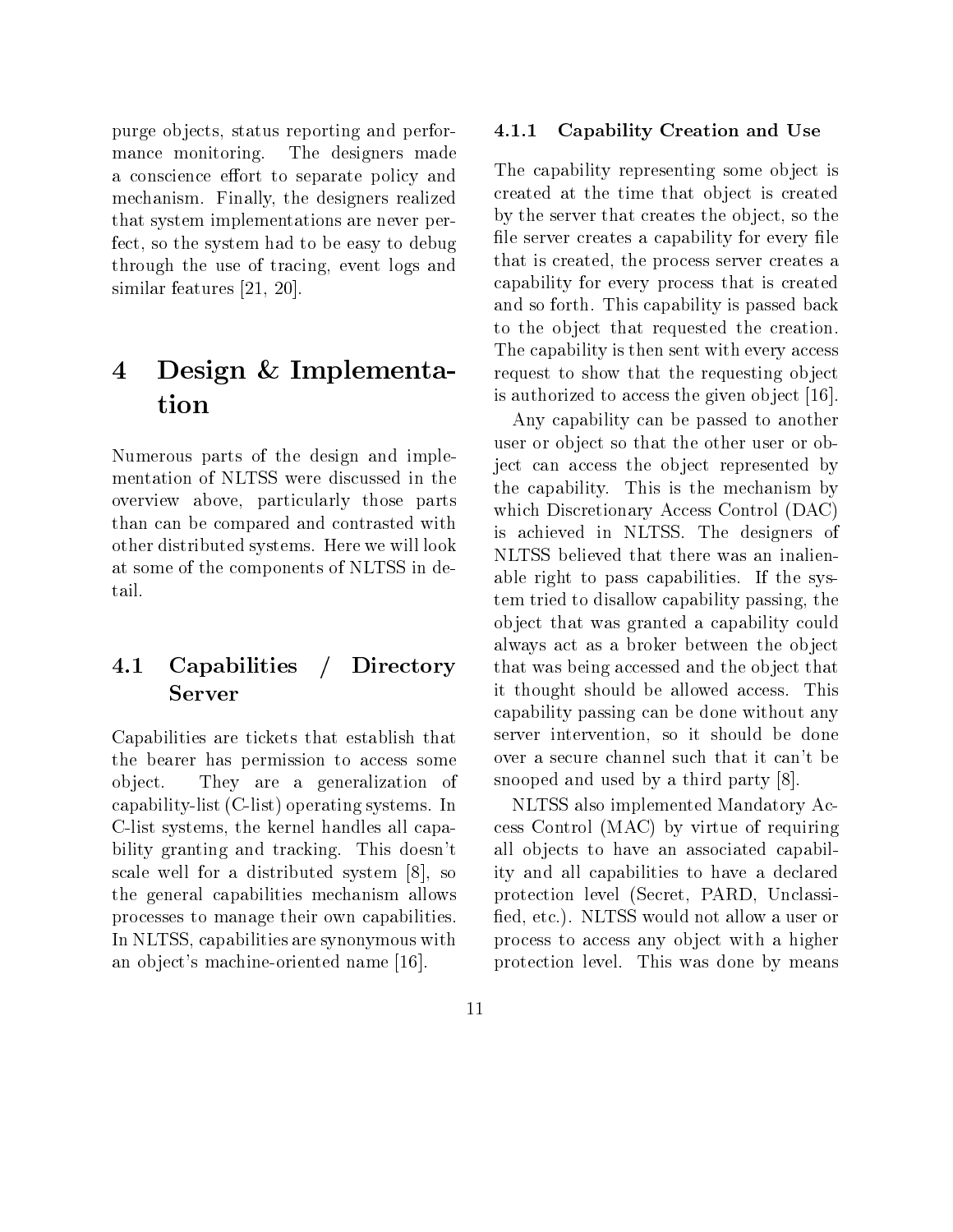purge objects, status reporting and performance monitoring. The designers made a conscience effort to separate policy and mechanism. Finally, the designers realized that system implementations are never perfect, so the system had to be easy to debug through the use of tracing, event logs and similar features [21, 20].

# 4 Design & Implementation

Numerous parts of the design and implementation of NLTSS were discussed in the overview above, particularly those parts than can be compared and contrasted with other distributed systems. Here we will look at some of the components of NLTSS in detail.

## 4.1 Capabilities / Directory Server

Capabilities are tickets that establish that the bearer has permission to access some object. They are a generalization of capability-list (C-list) operating systems. In C-list systems, the kernel handles all capability granting and tracking. This doesn't scale well for a distributed system [8], so the general capabilities mechanism allows processes to manage their own capabilities. In NLTSS, capabilities are synonymous with an object's machine-oriented name [16].

### 4.1.1 Capability Creation and Use

The capability representing some object is created at the time that object is created by the server that creates the object, so the file server creates a capability for every file that is created, the process server creates a capability for every process that is created and so forth. This capability is passed back to the object that requested the creation. The capability is then sent with every access request to show that the requesting object is authorized to access the given object [16].

Any capability can be passed to another user or object so that the other user or object can access the object represented by the capability. This is the mechanism by which Discretionary Access Control (DAC) is achieved in NLTSS. The designers of NLTSS believed that there was an inalienable right to pass capabilities. If the system tried to disallow capability passing, the object that was granted a capability could always act as a broker between the object that was being accessed and the object that it thought should be allowed access. This capability passing can be done without any server intervention, so it should be done over a secure channel such that it can't be snooped and used by a third party [8].

NLTSS also implemented Mandatory Access Control (MAC) by virtue of requiring all objects to have an associated capability and all capabilities to have a declared protection level (Secret, PARD, Unclassified, etc.). NLTSS would not allow a user or process to access any object with a higher protection level. This was done by means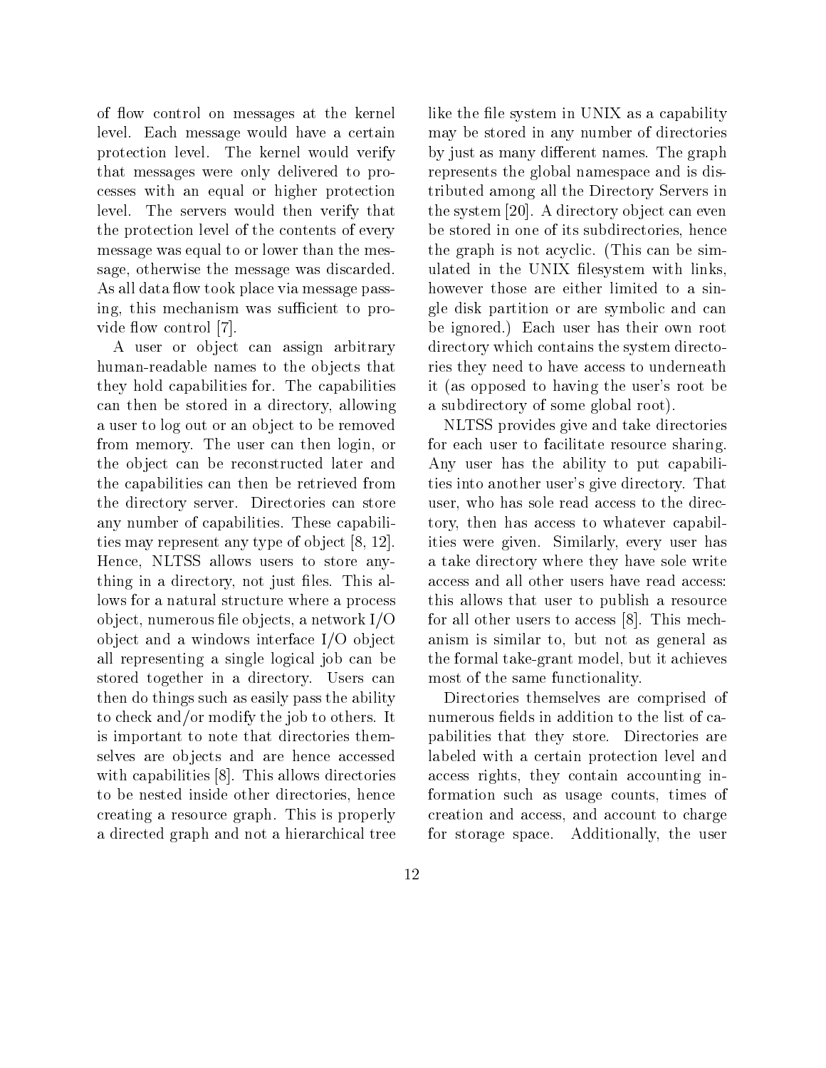of flow control on messages at the kernel level. Each message would have a certain protection level. The kernel would verify that messages were only delivered to processes with an equal or higher protection level. The servers would then verify that the protection level of the contents of every message was equal to or lower than the message, otherwise the message was discarded. As all data flow took place via message passing, this mechanism was sufficient to provide flow control [7].

A user or object can assign arbitrary human-readable names to the objects that they hold capabilities for. The capabilities can then be stored in a directory, allowing a user to log out or an object to be removed from memory. The user can then login, or the object can be reconstructed later and the capabilities can then be retrieved from the directory server. Directories can store any number of capabilities. These capabilities may represent any type of object [8, 12]. Hence, NLTSS allows users to store anything in a directory, not just files. This allows for a natural structure where a process object, numerous file objects, a network I/O object and a windows interface I/O object all representing a single logical job can be stored together in a directory. Users can then do things such as easily pass the ability to check and/or modify the job to others. It is important to note that directories themselves are objects and are hence accessed with capabilities [8]. This allows directories to be nested inside other directories, hence creating a resource graph. This is properly a directed graph and not a hierarchical tree like the file system in UNIX as a capability may be stored in any number of directories by just as many different names. The graph represents the global namespace and is distributed among all the Directory Servers in the system [20]. A directory object can even be stored in one of its subdirectories, hence the graph is not acyclic. (This can be simulated in the UNIX filesystem with links, however those are either limited to a single disk partition or are symbolic and can be ignored.) Each user has their own root directory which contains the system directories they need to have access to underneath it (as opposed to having the user's root be a subdirectory of some global root).

NLTSS provides give and take directories for each user to facilitate resource sharing. Any user has the ability to put capabilities into another user's give directory. That user, who has sole read access to the directory, then has access to whatever capabilities were given. Similarly, every user has a take directory where they have sole write access and all other users have read access: this allows that user to publish a resource for all other users to access [8]. This mechanism is similar to, but not as general as the formal take-grant model, but it achieves most of the same functionality.

Directories themselves are comprised of numerous fields in addition to the list of capabilities that they store. Directories are labeled with a certain protection level and access rights, they contain accounting information such as usage counts, times of creation and access, and account to charge for storage space. Additionally, the user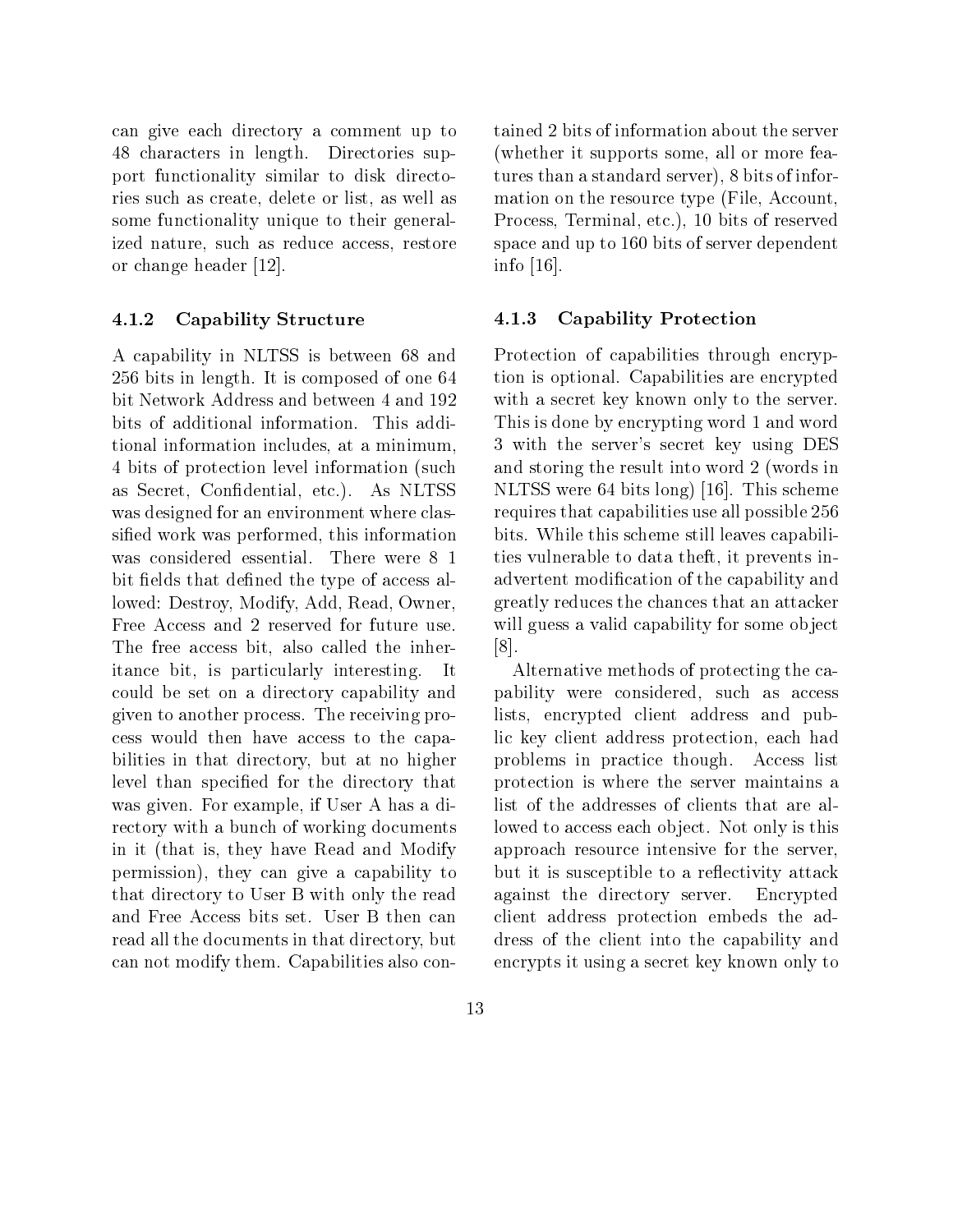can give each directory a comment up to 48 characters in length. Directories support functionality similar to disk directories such as create, delete or list, as well as some functionality unique to their generalized nature, such as reduce access, restore or change header [12].

#### 4.1.2 Capability Structure

A capability in NLTSS is between 68 and 256 bits in length. It is composed of one 64 bit Network Address and between 4 and 192 bits of additional information. This additional information includes, at a minimum, 4 bits of protection level information (such as Secret, Confidential, etc.). As NLTSS was designed for an environment where classified work was performed, this information was considered essential. There were 8 1 bit fields that defined the type of access allowed: Destroy, Modify, Add, Read, Owner, Free Access and 2 reserved for future use. The free access bit, also called the inheritance bit, is particularly interesting. It could be set on a directory capability and given to another process. The receiving process would then have access to the capabilities in that directory, but at no higher level than specified for the directory that was given. For example, if User A has a directory with a bunch of working documents in it (that is, they have Read and Modify permission), they can give a capability to that directory to User B with only the read and Free Access bits set. User B then can read all the documents in that directory, but can not modify them. Capabilities also contained 2 bits of information about the server (whether it supports some, all or more features than a standard server), 8 bits of information on the resource type (File, Account, Process, Terminal, etc.), 10 bits of reserved space and up to 160 bits of server dependent info [16].

#### 4.1.3 Capability Protection

Protection of capabilities through encryption is optional. Capabilities are encrypted with a secret key known only to the server. This is done by encrypting word 1 and word 3 with the server's secret key using DES and storing the result into word 2 (words in NLTSS were 64 bits long) [16]. This scheme requires that capabilities use all possible 256 bits. While this scheme still leaves capabilities vulnerable to data theft, it prevents inadvertent modification of the capability and greatly reduces the chances that an attacker will guess a valid capability for some object [8].

Alternative methods of protecting the capability were considered, such as access lists, encrypted client address and public key client address protection, each had problems in practice though. Access list protection is where the server maintains a list of the addresses of clients that are allowed to access each object. Not only is this approach resource intensive for the server, but it is susceptible to a reflectivity attack against the directory server. Encrypted client address protection embeds the address of the client into the capability and encrypts it using a secret key known only to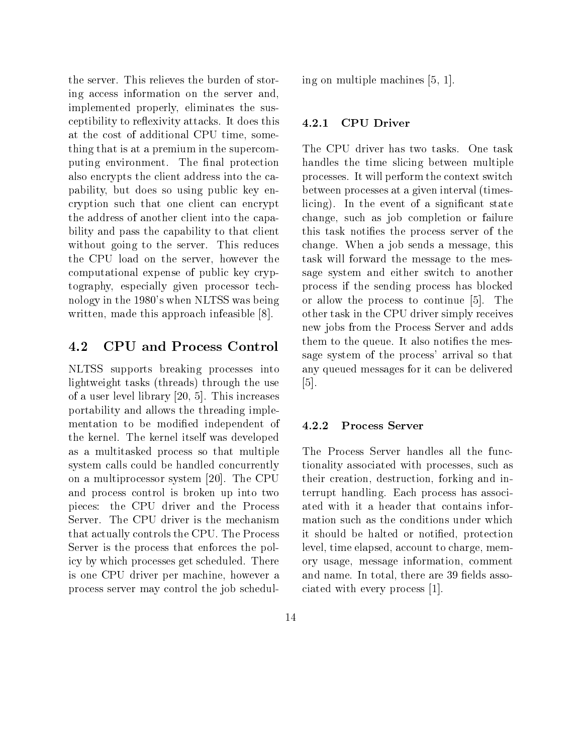the server. This relieves the burden of storing access information on the server and, implemented properly, eliminates the susceptibility to reflexivity attacks. It does this at the cost of additional CPU time, something that is at a premium in the supercomputing environment. The final protection also encrypts the client address into the capability, but does so using public key encryption such that one client can encrypt the address of another client into the capability and pass the capability to that client without going to the server. This reduces the CPU load on the server, however the computational expense of public key cryptography, especially given processor technology in the 1980's when NLTSS was being written, made this approach infeasible [8].

## 4.2 CPU and Process Control

NLTSS supports breaking processes into lightweight tasks (threads) through the use of a user level library [20, 5]. This increases portability and allows the threading implementation to be modified independent of the kernel. The kernel itself was developed as a multitasked process so that multiple system calls could be handled concurrently on a multiprocessor system [20]. The CPU and process control is broken up into two pieces: the CPU driver and the Process Server. The CPU driver is the mechanism that actually controls the CPU. The Process Server is the process that enforces the policy by which processes get scheduled. There is one CPU driver per machine, however a process server may control the job scheduling on multiple machines [5, 1].

### 4.2.1 CPU Driver

The CPU driver has two tasks. One task handles the time slicing between multiple processes. It will perform the context switch between processes at a given interval (timeslicing). In the event of a significant state change, such as job completion or failure this task notifies the process server of the change. When a job sends a message, this task will forward the message to the message system and either switch to another process if the sending process has blocked or allow the process to continue [5]. The other task in the CPU driver simply receives new jobs from the Process Server and adds them to the queue. It also notifies the message system of the process' arrival so that any queued messages for it can be delivered [5].

### 4.2.2 Process Server

The Process Server handles all the functionality associated with processes, such as their creation, destruction, forking and interrupt handling. Each process has associated with it a header that contains information such as the conditions under which it should be halted or notified, protection level, time elapsed, account to charge, memory usage, message information, comment and name. In total, there are 39 fields associated with every process [1].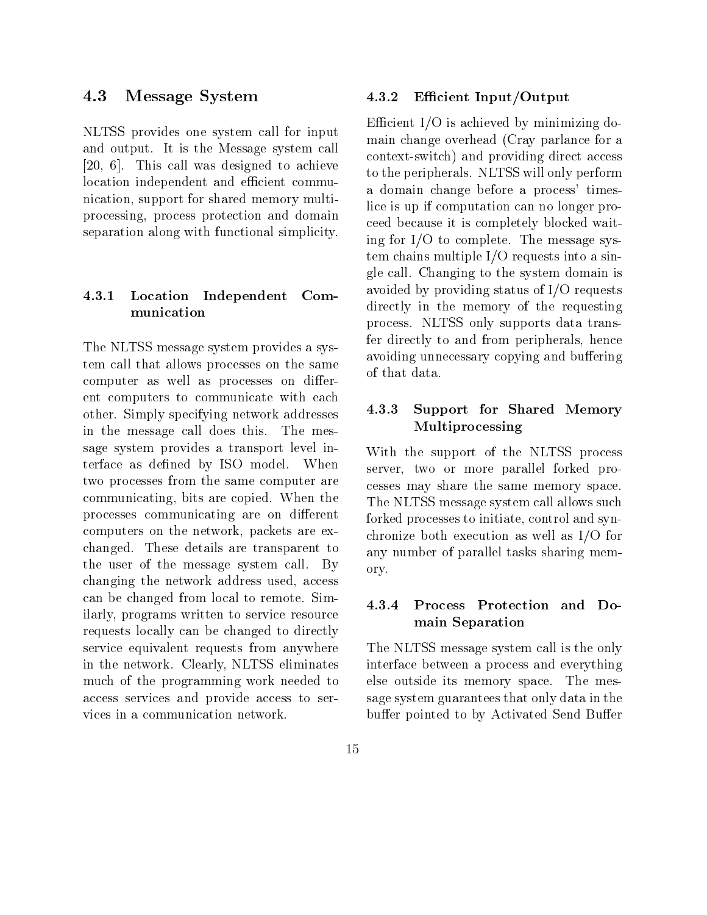## 4.3 Message System

NLTSS provides one system call for input and output. It is the Message system call [20, 6]. This call was designed to achieve location independent and efficient communication, support for shared memory multiprocessing, process protection and domain separation along with functional simplicity.

### 4.3.1 Location Independent Communication

The NLTSS message system provides a system call that allows processes on the same computer as well as processes on different computers to communicate with each other. Simply specifying network addresses in the message call does this. The message system provides a transport level interface as defined by ISO model. When two processes from the same computer are communicating, bits are copied. When the processes communicating are on different computers on the network, packets are exchanged. These details are transparent to the user of the message system call. By changing the network address used, access can be changed from local to remote. Similarly, programs written to service resource requests locally can be changed to directly service equivalent requests from anywhere in the network. Clearly, NLTSS eliminates much of the programming work needed to access services and provide access to services in a communication network.

### 4.3.2 Efficient Input/Output

Efficient I/O is achieved by minimizing domain change overhead (Cray parlance for a context-switch) and providing direct access to the peripherals. NLTSS will only perform a domain change before a process' timeslice is up if computation can no longer proceed because it is completely blocked waiting for I/O to complete. The message system chains multiple I/O requests into a single call. Changing to the system domain is avoided by providing status of I/O requests directly in the memory of the requesting process. NLTSS only supports data transfer directly to and from peripherals, hence avoiding unnecessary copying and buffering of that data.

### 4.3.3 Support for Shared Memory Multiprocessing

With the support of the NLTSS process server, two or more parallel forked processes may share the same memory space. The NLTSS message system call allows such forked processes to initiate, control and synchronize both execution as well as I/O for any number of parallel tasks sharing memory.

### 4.3.4 Process Protection and Domain Separation

The NLTSS message system call is the only interface between a process and everything else outside its memory space. The message system guarantees that only data in the buffer pointed to by Activated Send Buffer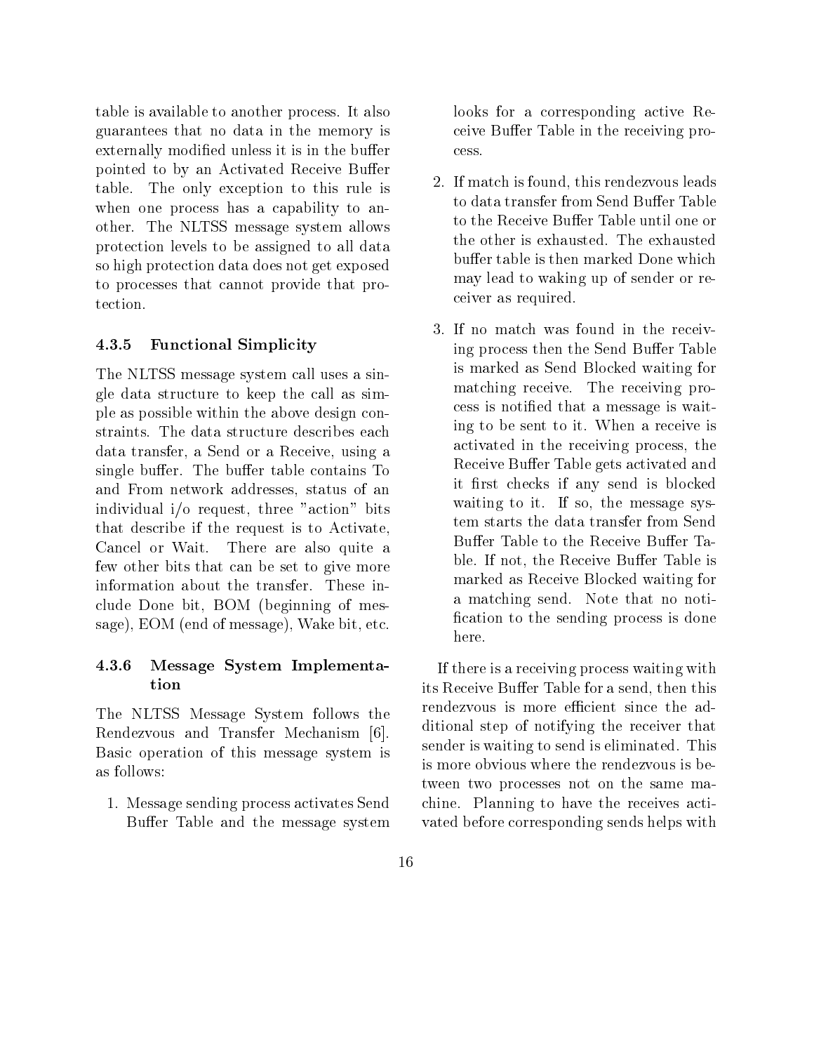table is available to another process. It also guarantees that no data in the memory is externally modified unless it is in the buffer pointed to by an Activated Receive Buffer table. The only exception to this rule is when one process has a capability to another. The NLTSS message system allows protection levels to be assigned to all data so high protection data does not get exposed to processes that cannot provide that protection.

#### 4.3.5 Functional Simplicity

The NLTSS message system call uses a single data structure to keep the call as simple as possible within the above design constraints. The data structure describes each data transfer, a Send or a Receive, using a single buffer. The buffer table contains To and From network addresses, status of an individual i/o request, three "action" bits that describe if the request is to Activate, Cancel or Wait. There are also quite a few other bits that can be set to give more information about the transfer. These include Done bit, BOM (beginning of message), EOM (end of message), Wake bit, etc.

#### 4.3.6 Message System Implementation

The NLTSS Message System follows the Rendezvous and Transfer Mechanism [6]. Basic operation of this message system is as follows:

1. Message sending process activates Send Buffer Table and the message system looks for a corresponding active Receive Buffer Table in the receiving process.
2. If match is found, this rendezvous leads to data transfer from Send Buffer Table to the Receive Buffer Table until one or the other is exhausted. The exhausted buffer table is then marked Done which may lead to waking up of sender or receiver as required.
3. If no match was found in the receiving process then the Send Buffer Table is marked as Send Blocked waiting for matching receive. The receiving process is notified that a message is waiting to be sent to it. When a receive is activated in the receiving process, the Receive Buffer Table gets activated and it first checks if any send is blocked waiting to it. If so, the message system starts the data transfer from Send Buffer Table to the Receive Buffer Table. If not, the Receive Buffer Table is marked as Receive Blocked waiting for a matching send. Note that no notification to the sending process is done here.

If there is a receiving process waiting with its Receive Buffer Table for a send, then this rendezvous is more efficient since the additional step of notifying the receiver that sender is waiting to send is eliminated. This is more obvious where the rendezvous is between two processes not on the same machine. Planning to have the receives activated before corresponding sends helps with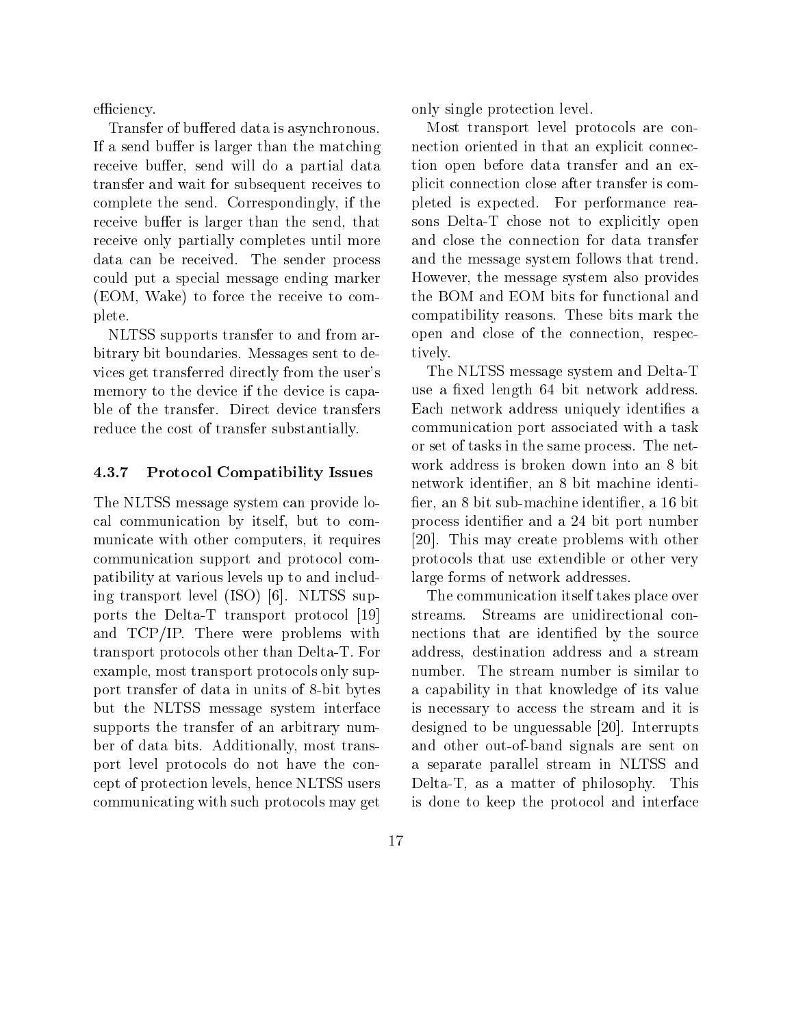efficiency.

Transfer of buffered data is asynchronous. If a send buffer is larger than the matching receive buffer, send will do a partial data transfer and wait for subsequent receives to complete the send. Correspondingly, if the receive buffer is larger than the send, that receive only partially completes until more data can be received. The sender process could put a special message ending marker (EOM, Wake) to force the receive to complete.

NLTSS supports transfer to and from arbitrary bit boundaries. Messages sent to devices get transferred directly from the user's memory to the device if the device is capable of the transfer. Direct device transfers reduce the cost of transfer substantially.

#### 4.3.7 Protocol Compatibility Issues

The NLTSS message system can provide local communication by itself, but to communicate with other computers, it requires communication support and protocol compatibility at various levels up to and including transport level (ISO) [6]. NLTSS supports the Delta-T transport protocol [19] and TCP/IP. There were problems with transport protocols other than Delta-T. For example, most transport protocols only support transfer of data in units of 8-bit bytes but the NLTSS message system interface supports the transfer of an arbitrary number of data bits. Additionally, most transport level protocols do not have the concept of protection levels, hence NLTSS users communicating with such protocols may get only single protection level.

Most transport level protocols are connection oriented in that an explicit connection open before data transfer and an explicit connection close after transfer is completed is expected. For performance reasons Delta-T chose not to explicitly open and close the connection for data transfer and the message system follows that trend. However, the message system also provides the BOM and EOM bits for functional and compatibility reasons. These bits mark the open and close of the connection, respectively.

The NLTSS message system and Delta-T use a fixed length 64 bit network address. Each network address uniquely identifies a communication port associated with a task or set of tasks in the same process. The network address is broken down into an 8 bit network identifier, an 8 bit machine identifier, an 8 bit sub-machine identifier, a 16 bit process identifier and a 24 bit port number [20]. This may create problems with other protocols that use extendible or other very large forms of network addresses.

The communication itself takes place over streams. Streams are unidirectional connections that are identified by the source address, destination address and a stream number. The stream number is similar to a capability in that knowledge of its value is necessary to access the stream and it is designed to be unguessable [20]. Interrupts and other out-of-band signals are sent on a separate parallel stream in NLTSS and Delta-T, as a matter of philosophy. This is done to keep the protocol and interface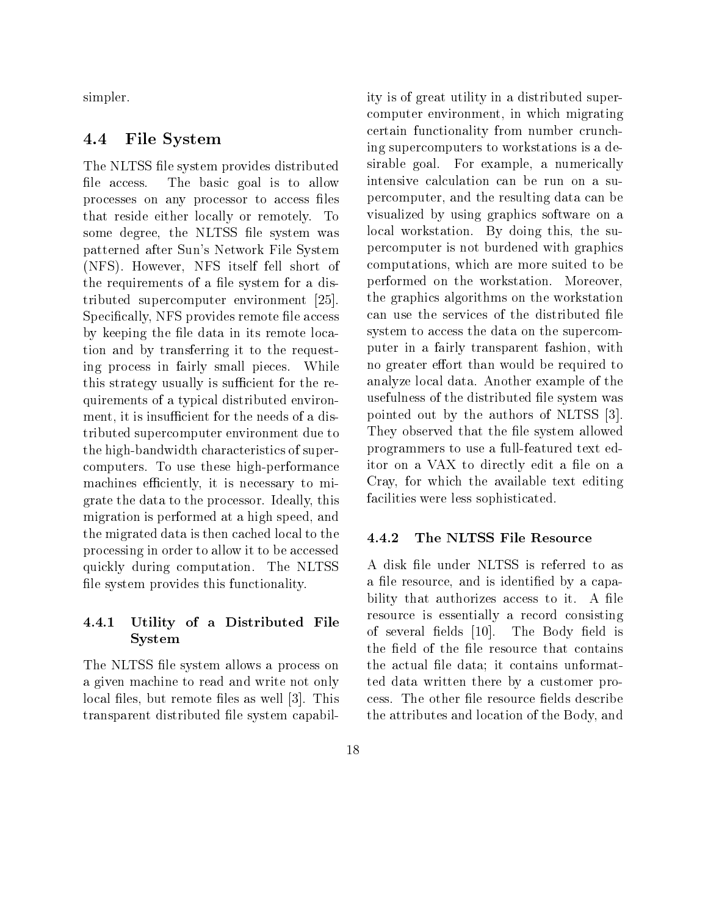simpler.

## 4.4 File System

The NLTSS file system provides distributed file access. The basic goal is to allow processes on any processor to access files that reside either locally or remotely. To some degree, the NLTSS file system was patterned after Sun's Network File System (NFS). However, NFS itself fell short of the requirements of a file system for a distributed supercomputer environment [25]. Specifically, NFS provides remote file access by keeping the file data in its remote location and by transferring it to the requesting process in fairly small pieces. While this strategy usually is sufficient for the requirements of a typical distributed environment, it is insufficient for the needs of a distributed supercomputer environment due to the high-bandwidth characteristics of supercomputers. To use these high-performance machines efficiently, it is necessary to migrate the data to the processor. Ideally, this migration is performed at a high speed, and the migrated data is then cached local to the processing in order to allow it to be accessed quickly during computation. The NLTSS file system provides this functionality.

### 4.4.1 Utility of a Distributed File System

The NLTSS file system allows a process on a given machine to read and write not only local files, but remote files as well [3]. This transparent distributed file system capability is of great utility in a distributed supercomputer environment, in which migrating certain functionality from number crunching supercomputers to workstations is a desirable goal. For example, a numerically intensive calculation can be run on a supercomputer, and the resulting data can be visualized by using graphics software on a local workstation. By doing this, the supercomputer is not burdened with graphics computations, which are more suited to be performed on the workstation. Moreover, the graphics algorithms on the workstation can use the services of the distributed file system to access the data on the supercomputer in a fairly transparent fashion, with no greater effort than would be required to analyze local data. Another example of the usefulness of the distributed file system was pointed out by the authors of NLTSS [3]. They observed that the file system allowed programmers to use a full-featured text editor on a VAX to directly edit a file on a Cray, for which the available text editing facilities were less sophisticated.

### 4.4.2 The NLTSS File Resource

A disk file under NLTSS is referred to as a file resource, and is identified by a capability that authorizes access to it. A file resource is essentially a record consisting of several fields [10]. The Body field is the field of the file resource that contains the actual file data; it contains unformatted data written there by a customer process. The other file resource fields describe the attributes and location of the Body, and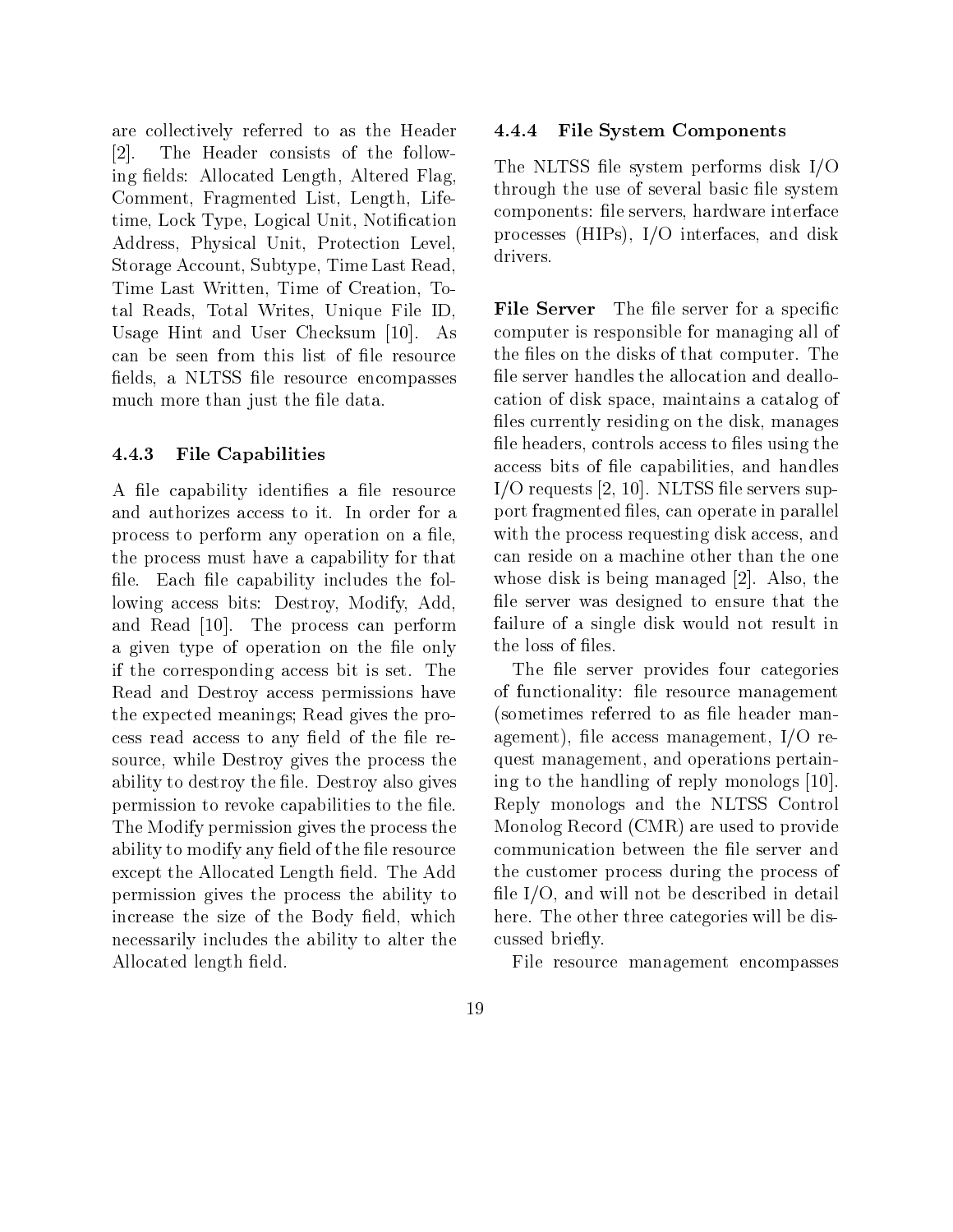are collectively referred to as the Header [2]. The Header consists of the following fields: Allocated Length, Altered Flag, Comment, Fragmented List, Length, Lifetime, Lock Type, Logical Unit, Notification Address, Physical Unit, Protection Level, Storage Account, Subtype, Time Last Read, Time Last Written, Time of Creation, Total Reads, Total Writes, Unique File ID, Usage Hint and User Checksum [10]. As can be seen from this list of file resource fields, a NLTSS file resource encompasses much more than just the file data.

### 4.4.3 File Capabilities

A file capability identifies a file resource and authorizes access to it. In order for a process to perform any operation on a file, the process must have a capability for that file. Each file capability includes the following access bits: Destroy, Modify, Add, and Read [10]. The process can perform a given type of operation on the file only if the corresponding access bit is set. The Read and Destroy access permissions have the expected meanings; Read gives the process read access to any field of the file resource, while Destroy gives the process the ability to destroy the file. Destroy also gives permission to revoke capabilities to the file. The Modify permission gives the process the ability to modify any field of the file resource except the Allocated Length field. The Add permission gives the process the ability to increase the size of the Body field, which necessarily includes the ability to alter the Allocated length field.

### 4.4.4 File System Components

The NLTSS file system performs disk I/O through the use of several basic file system components: file servers, hardware interface processes (HIPs), I/O interfaces, and disk drivers.

**File Server** The file server for a specific computer is responsible for managing all of the files on the disks of that computer. The file server handles the allocation and deallocation of disk space, maintains a catalog of files currently residing on the disk, manages file headers, controls access to files using the access bits of file capabilities, and handles I/O requests [2, 10]. NLTSS file servers support fragmented files, can operate in parallel with the process requesting disk access, and can reside on a machine other than the one whose disk is being managed [2]. Also, the file server was designed to ensure that the failure of a single disk would not result in the loss of files.

The file server provides four categories of functionality: file resource management (sometimes referred to as file header management), file access management, I/O request management, and operations pertaining to the handling of reply monologs [10]. Reply monologs and the NLTSS Control Monolog Record (CMR) are used to provide communication between the file server and the customer process during the process of file I/O, and will not be described in detail here. The other three categories will be discussed briefly.

File resource management encompasses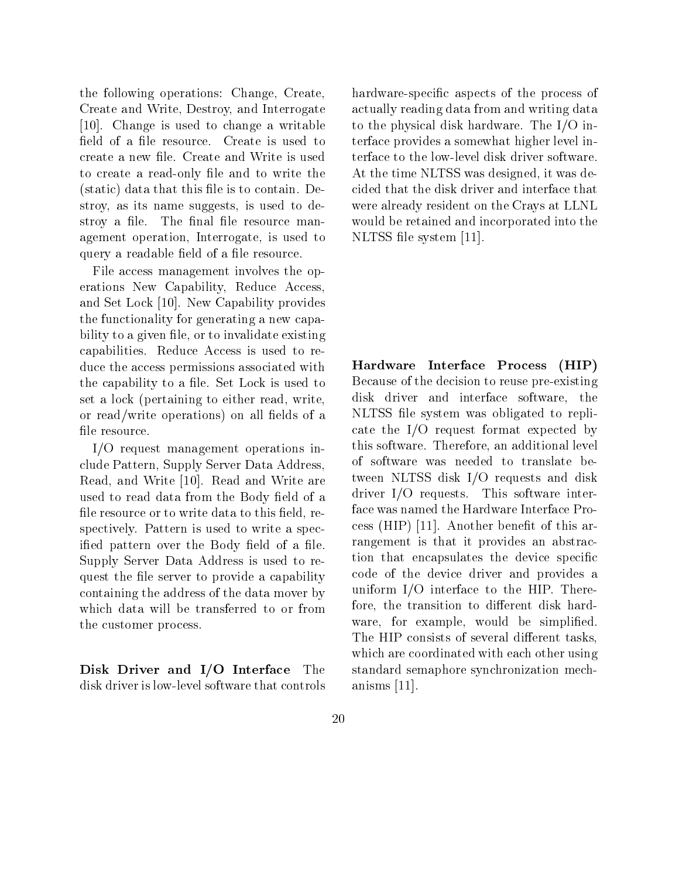the following operations: Change, Create, Create and Write, Destroy, and Interrogate [10]. Change is used to change a writable field of a file resource. Create is used to create a new file. Create and Write is used to create a read-only file and to write the (static) data that this file is to contain. Destroy, as its name suggests, is used to destroy a file. The final file resource management operation, Interrogate, is used to query a readable field of a file resource.

File access management involves the operations New Capability, Reduce Access, and Set Lock [10]. New Capability provides the functionality for generating a new capability to a given file, or to invalidate existing capabilities. Reduce Access is used to reduce the access permissions associated with the capability to a file. Set Lock is used to set a lock (pertaining to either read, write, or read/write operations) on all fields of a file resource.

I/O request management operations include Pattern, Supply Server Data Address, Read, and Write [10]. Read and Write are used to read data from the Body field of a file resource or to write data to this field, respectively. Pattern is used to write a specified pattern over the Body field of a file. Supply Server Data Address is used to request the file server to provide a capability containing the address of the data mover by which data will be transferred to or from the customer process.

**Disk Driver and I/O Interface** The disk driver is low-level software that controls hardware-specific aspects of the process of actually reading data from and writing data to the physical disk hardware. The I/O interface provides a somewhat higher level interface to the low-level disk driver software. At the time NLTSS was designed, it was decided that the disk driver and interface that were already resident on the Crays at LLNL would be retained and incorporated into the NLTSS file system [11].

**Hardware Interface Process (HIP)** Because of the decision to reuse pre-existing disk driver and interface software, the NLTSS file system was obligated to replicate the I/O request format expected by this software. Therefore, an additional level of software was needed to translate between NLTSS disk I/O requests and disk driver I/O requests. This software interface was named the Hardware Interface Process (HIP) [11]. Another benefit of this arrangement is that it provides an abstraction that encapsulates the device specific code of the device driver and provides a uniform I/O interface to the HIP. Therefore, the transition to different disk hardware, for example, would be simplified. The HIP consists of several different tasks, which are coordinated with each other using standard semaphore synchronization mechanisms [11].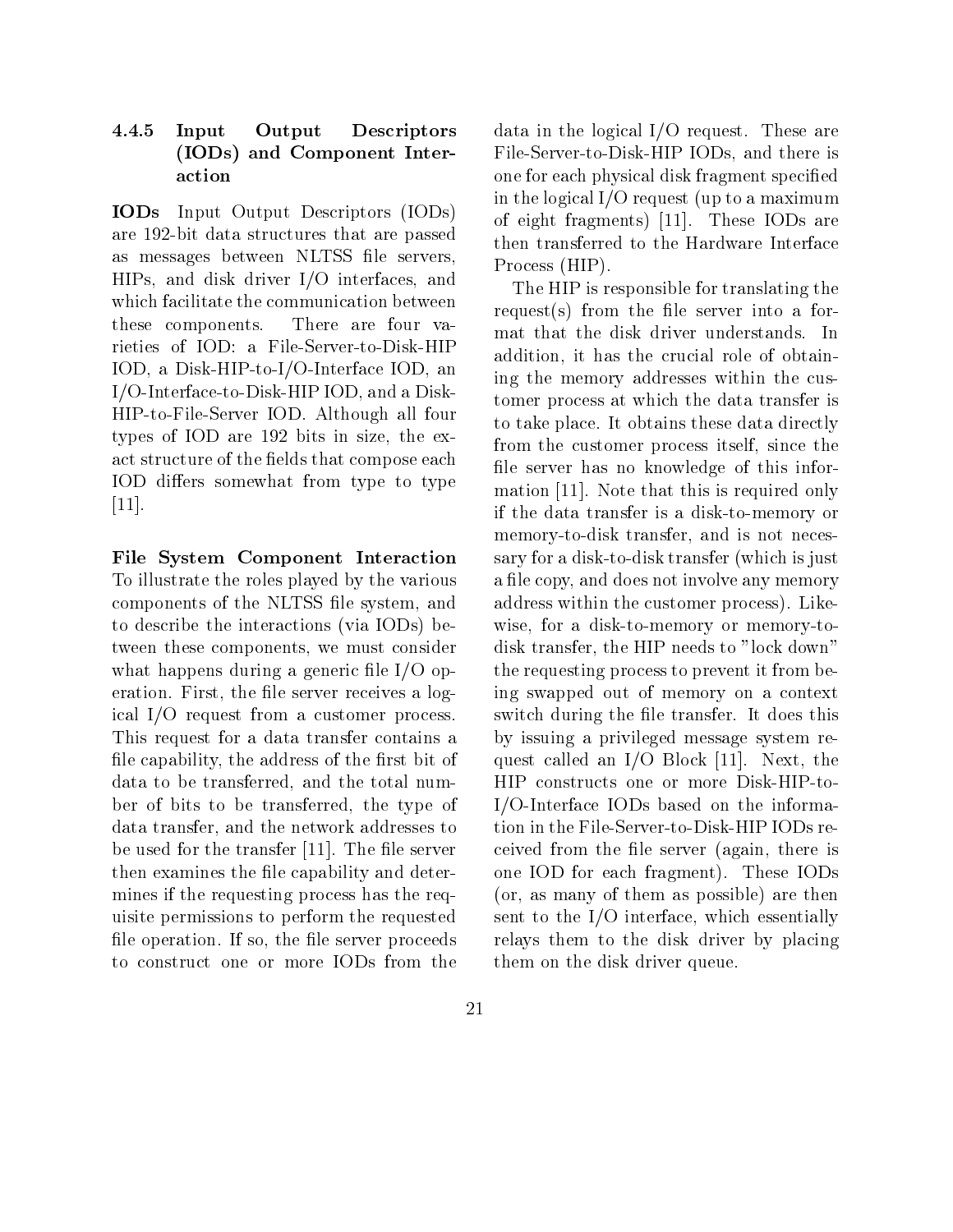### 4.4.5 Input Output Descriptors (IODs) and Component Interaction

**IODs** Input Output Descriptors (IODs) are 192-bit data structures that are passed as messages between NLTSS file servers, HIPs, and disk driver I/O interfaces, and which facilitate the communication between these components. There are four varieties of IOD: a File-Server-to-Disk-HIP IOD, a Disk-HIP-to-I/O-Interface IOD, an I/O-Interface-to-Disk-HIP IOD, and a Disk-HIP-to-File-Server IOD. Although all four types of IOD are 192 bits in size, the exact structure of the fields that compose each IOD differs somewhat from type to type [11].

**File System Component Interaction** To illustrate the roles played by the various components of the NLTSS file system, and to describe the interactions (via IODs) between these components, we must consider what happens during a generic file I/O operation. First, the file server receives a logical I/O request from a customer process. This request for a data transfer contains a file capability, the address of the first bit of data to be transferred, and the total number of bits to be transferred, the type of data transfer, and the network addresses to be used for the transfer [11]. The file server then examines the file capability and determines if the requesting process has the requisite permissions to perform the requested file operation. If so, the file server proceeds to construct one or more IODs from the data in the logical I/O request. These are File-Server-to-Disk-HIP IODs, and there is one for each physical disk fragment specified in the logical I/O request (up to a maximum of eight fragments) [11]. These IODs are then transferred to the Hardware Interface Process (HIP).

The HIP is responsible for translating the request(s) from the file server into a format that the disk driver understands. In addition, it has the crucial role of obtaining the memory addresses within the customer process at which the data transfer is to take place. It obtains these data directly from the customer process itself, since the file server has no knowledge of this information [11]. Note that this is required only if the data transfer is a disk-to-memory or memory-to-disk transfer, and is not necessary for a disk-to-disk transfer (which is just a file copy, and does not involve any memory address within the customer process). Likewise, for a disk-to-memory or memory-to-disk transfer, the HIP needs to "lock down" the requesting process to prevent it from being swapped out of memory on a context switch during the file transfer. It does this by issuing a privileged message system request called an I/O Block [11]. Next, the HIP constructs one or more Disk-HIP-to-I/O-Interface IODs based on the information in the File-Server-to-Disk-HIP IODs received from the file server (again, there is one IOD for each fragment). These IODs (or, as many of them as possible) are then sent to the I/O interface, which essentially relays them to the disk driver by placing them on the disk driver queue.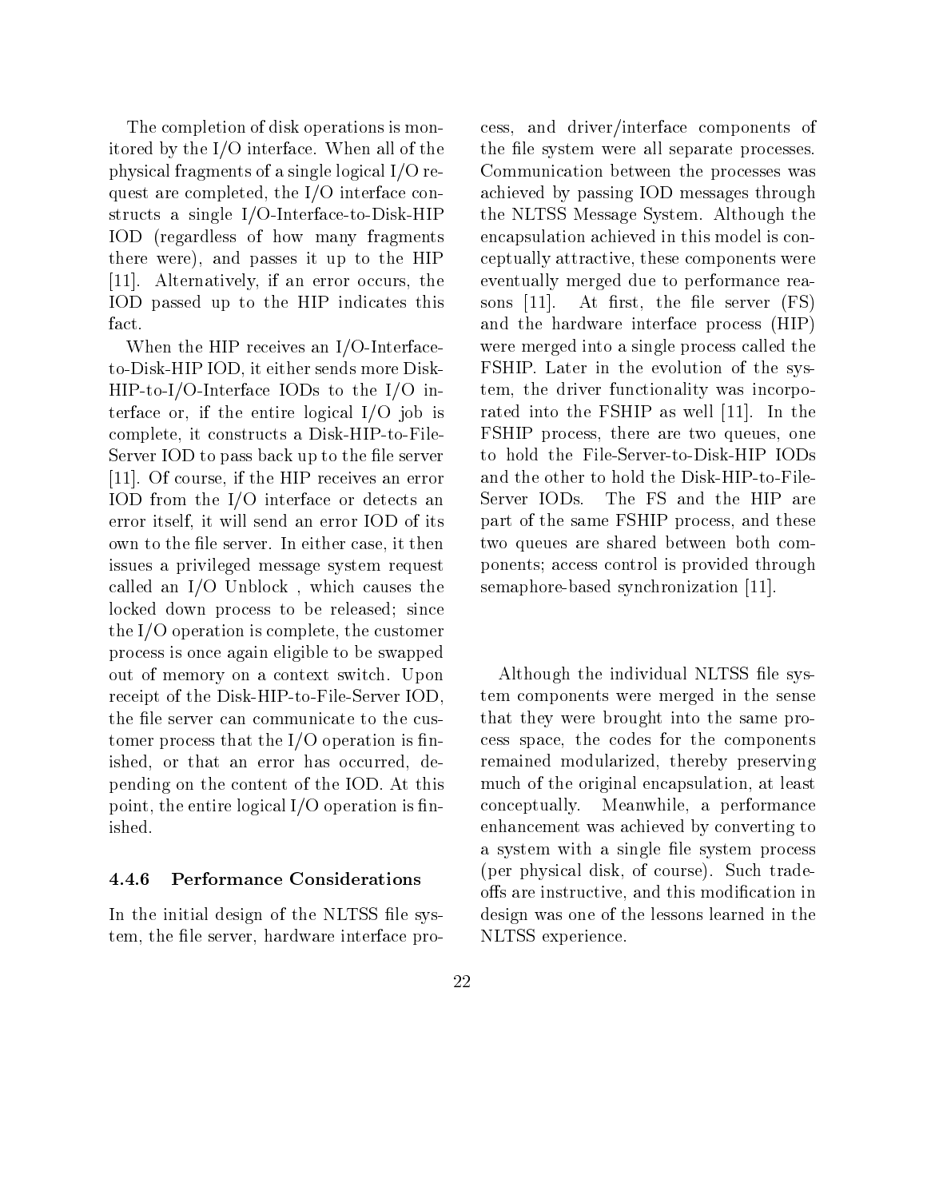The completion of disk operations is monitored by the I/O interface. When all of the physical fragments of a single logical I/O request are completed, the I/O interface constructs a single I/O-Interface-to-Disk-HIP IOD (regardless of how many fragments there were), and passes it up to the HIP [11]. Alternatively, if an error occurs, the IOD passed up to the HIP indicates this fact.

When the HIP receives an I/O-Interface-to-Disk-HIP IOD, it either sends more Disk-HIP-to-I/O-Interface IODs to the I/O interface or, if the entire logical I/O job is complete, it constructs a Disk-HIP-to-File-Server IOD to pass back up to the file server [11]. Of course, if the HIP receives an error IOD from the I/O interface or detects an error itself, it will send an error IOD of its own to the file server. In either case, it then issues a privileged message system request called an I/O Unblock , which causes the locked down process to be released; since the I/O operation is complete, the customer process is once again eligible to be swapped out of memory on a context switch. Upon receipt of the Disk-HIP-to-File-Server IOD, the file server can communicate to the customer process that the I/O operation is finished, or that an error has occurred, depending on the content of the IOD. At this point, the entire logical I/O operation is finished.

#### 4.4.6 Performance Considerations

In the initial design of the NLTSS file system, the file server, hardware interface process, and driver/interface components of the file system were all separate processes. Communication between the processes was achieved by passing IOD messages through the NLTSS Message System. Although the encapsulation achieved in this model is conceptually attractive, these components were eventually merged due to performance reasons [11]. At first, the file server (FS) and the hardware interface process (HIP) were merged into a single process called the FSHIP. Later in the evolution of the system, the driver functionality was incorporated into the FSHIP as well [11]. In the FSHIP process, there are two queues, one to hold the File-Server-to-Disk-HIP IODs and the other to hold the Disk-HIP-to-File-Server IODs. The FS and the HIP are part of the same FSHIP process, and these two queues are shared between both components; access control is provided through semaphore-based synchronization [11].

Although the individual NLTSS file system components were merged in the sense that they were brought into the same process space, the codes for the components remained modularized, thereby preserving much of the original encapsulation, at least conceptually. Meanwhile, a performance enhancement was achieved by converting to a system with a single file system process (per physical disk, of course). Such tradeoffs are instructive, and this modification in design was one of the lessons learned in the NLTSS experience.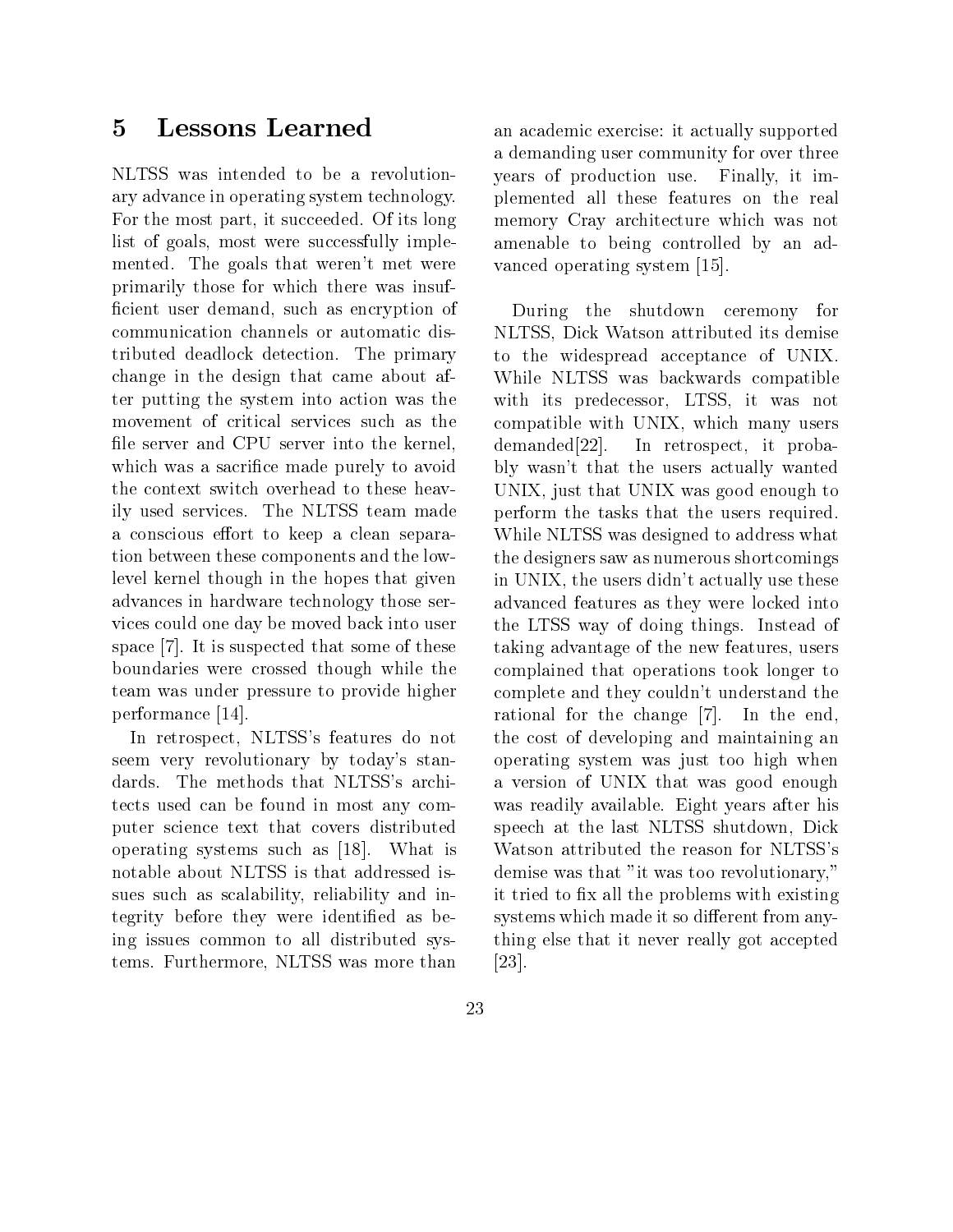# 5 Lessons Learned

NLTSS was intended to be a revolutionary advance in operating system technology. For the most part, it succeeded. Of its long list of goals, most were successfully implemented. The goals that weren't met were primarily those for which there was insufficient user demand, such as encryption of communication channels or automatic distributed deadlock detection. The primary change in the design that came about after putting the system into action was the movement of critical services such as the file server and CPU server into the kernel, which was a sacrifice made purely to avoid the context switch overhead to these heavily used services. The NLTSS team made a conscious effort to keep a clean separation between these components and the low-level kernel though in the hopes that given advances in hardware technology those services could one day be moved back into user space [7]. It is suspected that some of these boundaries were crossed though while the team was under pressure to provide higher performance [14].

In retrospect, NLTSS's features do not seem very revolutionary by today's standards. The methods that NLTSS's architects used can be found in most any computer science text that covers distributed operating systems such as [18]. What is notable about NLTSS is that addressed issues such as scalability, reliability and integrity before they were identified as being issues common to all distributed systems. Furthermore, NLTSS was more than an academic exercise: it actually supported a demanding user community for over three years of production use. Finally, it implemented all these features on the real memory Cray architecture which was not amenable to being controlled by an advanced operating system [15].

During the shutdown ceremony for NLTSS, Dick Watson attributed its demise to the widespread acceptance of UNIX. While NLTSS was backwards compatible with its predecessor, LTSS, it was not compatible with UNIX, which many users demanded[22]. In retrospect, it probably wasn't that the users actually wanted UNIX, just that UNIX was good enough to perform the tasks that the users required. While NLTSS was designed to address what the designers saw as numerous shortcomings in UNIX, the users didn't actually use these advanced features as they were locked into the LTSS way of doing things. Instead of taking advantage of the new features, users complained that operations took longer to complete and they couldn't understand the rational for the change [7]. In the end, the cost of developing and maintaining an operating system was just too high when a version of UNIX that was good enough was readily available. Eight years after his speech at the last NLTSS shutdown, Dick Watson attributed the reason for NLTSS's demise was that "it was too revolutionary," it tried to fix all the problems with existing systems which made it so different from anything else that it never really got accepted [23].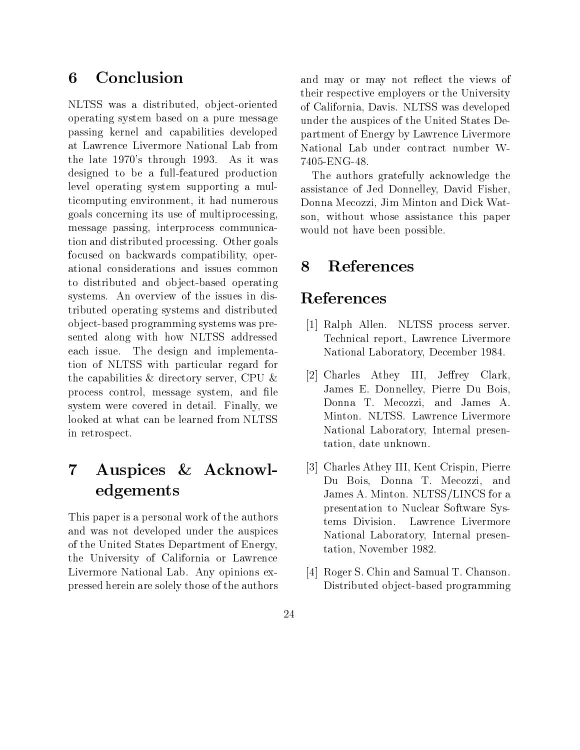## 6 Conclusion

NLTSS was a distributed, object-oriented operating system based on a pure message passing kernel and capabilities developed at Lawrence Livermore National Lab from the late 1970's through 1993. As it was designed to be a full-featured production level operating system supporting a multicomputing environment, it had numerous goals concerning its use of multiprocessing, message passing, interprocess communication and distributed processing. Other goals focused on backwards compatibility, operational considerations and issues common to distributed and object-based operating systems. An overview of the issues in distributed operating systems and distributed object-based programming systems was presented along with how NLTSS addressed each issue. The design and implementation of NLTSS with particular regard for the capabilities & directory server, CPU & process control, message system, and file system were covered in detail. Finally, we looked at what can be learned from NLTSS in retrospect.

## 7 Auspices & Acknowledgements

This paper is a personal work of the authors and was not developed under the auspices of the United States Department of Energy, the University of California or Lawrence Livermore National Lab. Any opinions expressed herein are solely those of the authors and may or may not reflect the views of their respective employers or the University of California, Davis. NLTSS was developed under the auspices of the United States Department of Energy by Lawrence Livermore National Lab under contract number W-7405-ENG-48.

The authors gratefully acknowledge the assistance of Jed Donnelley, David Fisher, Donna Mecozzi, Jim Minton and Dick Watson, without whose assistance this paper would not have been possible.

## 8 References

## References

[1] Ralph Allen. NLTSS process server. Technical report, Lawrence Livermore National Laboratory, December 1984.

[2] Charles Athey III, Jeffrey Clark, James E. Donnelley, Pierre Du Bois, Donna T. Mecozzi, and James A. Minton. NLTSS. Lawrence Livermore National Laboratory, Internal presentation, date unknown.

[3] Charles Athey III, Kent Crispin, Pierre Du Bois, Donna T. Mecozzi, and James A. Minton. NLTSS/LINCS for a presentation to Nuclear Software Systems Division. Lawrence Livermore National Laboratory, Internal presentation, November 1982.

[4] Roger S. Chin and Samual T. Chanson. Distributed object-based programming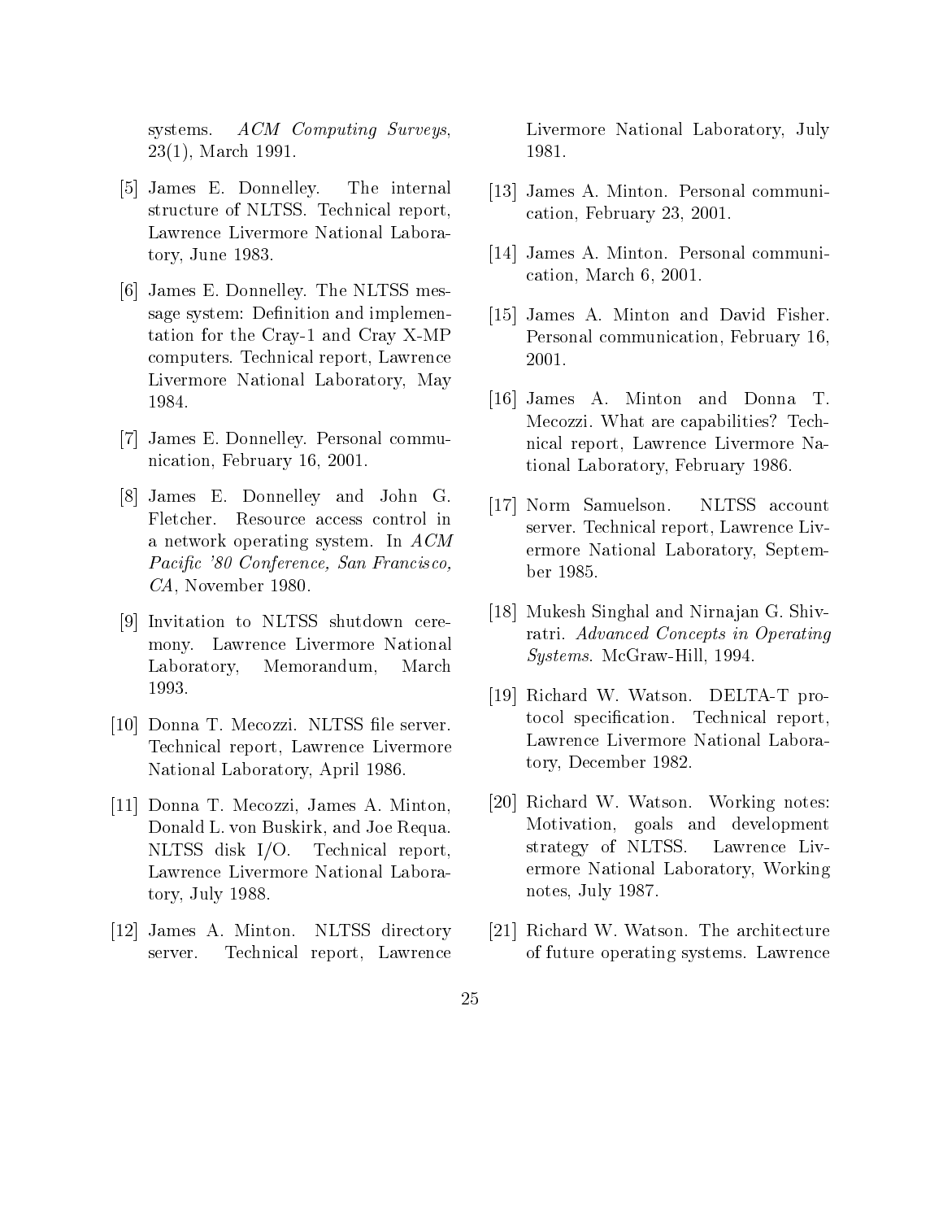systems. *ACM Computing Surveys*, 23(1), March 1991.

[5] James E. Donnelley. The internal structure of NLTSS. Technical report, Lawrence Livermore National Laboratory, June 1983.

[6] James E. Donnelley. The NLTSS message system: Definition and implementation for the Cray-1 and Cray X-MP computers. Technical report, Lawrence Livermore National Laboratory, May 1984.

[7] James E. Donnelley. Personal communication, February 16, 2001.

[8] James E. Donnelley and John G. Fletcher. Resource access control in a network operating system. In *ACM Pacific '80 Conference, San Francisco, CA*, November 1980.

[9] Invitation to NLTSS shutdown ceremony. Lawrence Livermore National Laboratory, Memorandum, March 1993.

[10] Donna T. Mecozzi. NLTSS file server. Technical report, Lawrence Livermore National Laboratory, April 1986.

[11] Donna T. Mecozzi, James A. Minton, Donald L. von Buskirk, and Joe Requa. NLTSS disk I/O. Technical report, Lawrence Livermore National Laboratory, July 1988.

[12] James A. Minton. NLTSS directory server. Technical report, Lawrence Livermore National Laboratory, July 1981.

[13] James A. Minton. Personal communication, February 23, 2001.

[14] James A. Minton. Personal communication, March 6, 2001.

[15] James A. Minton and David Fisher. Personal communication, February 16, 2001.

[16] James A. Minton and Donna T. Mecozzi. What are capabilities? Technical report, Lawrence Livermore National Laboratory, February 1986.

[17] Norm Samuelson. NLTSS account server. Technical report, Lawrence Livermore National Laboratory, September 1985.

[18] Mukesh Singhal and Nirnajan G. Shivratri. *Advanced Concepts in Operating Systems*. McGraw-Hill, 1994.

[19] Richard W. Watson. DELTA-T protocol specification. Technical report, Lawrence Livermore National Laboratory, December 1982.

[20] Richard W. Watson. Working notes: Motivation, goals and development strategy of NLTSS. Lawrence Livermore National Laboratory, Working notes, July 1987.

[21] Richard W. Watson. The architecture of future operating systems. Lawrence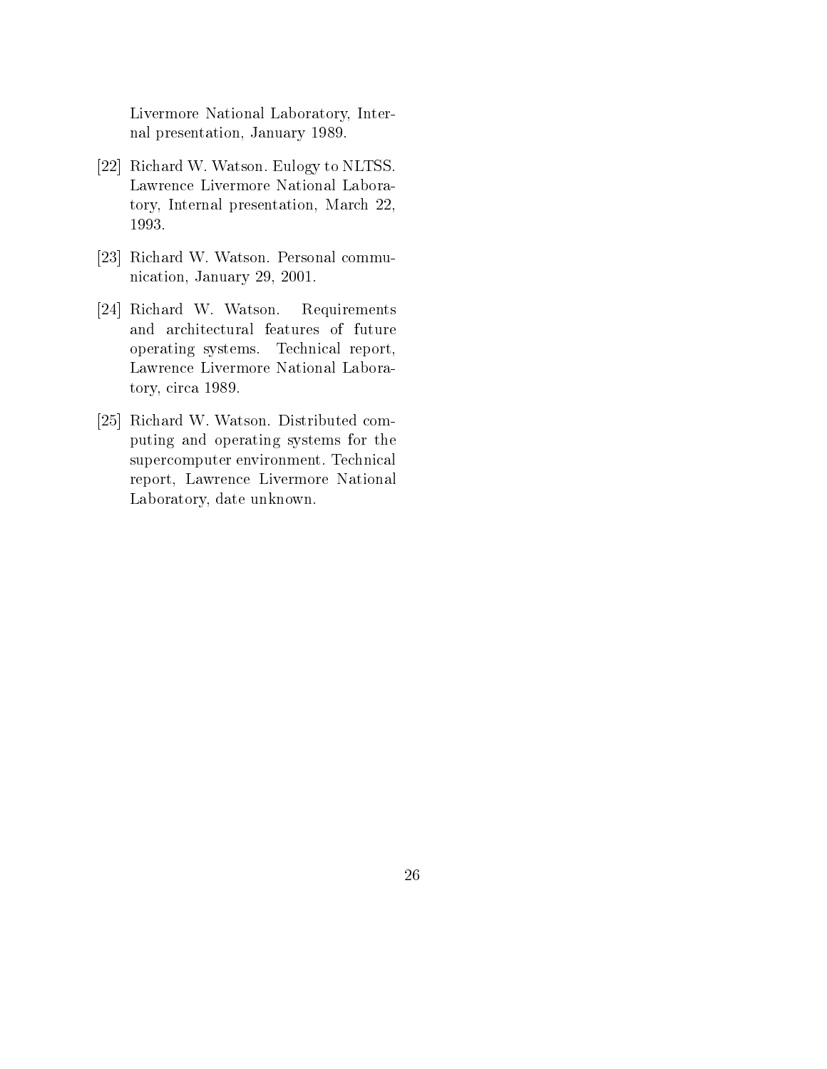Livermore National Laboratory, Internal presentation, January 1989.

[22] Richard W. Watson. Eulogy to NLTSS. Lawrence Livermore National Laboratory, Internal presentation, March 22, 1993.

[23] Richard W. Watson. Personal communication, January 29, 2001.

[24] Richard W. Watson. Requirements and architectural features of future operating systems. Technical report, Lawrence Livermore National Laboratory, circa 1989.

[25] Richard W. Watson. Distributed computing and operating systems for the supercomputer environment. Technical report, Lawrence Livermore National Laboratory, date unknown.